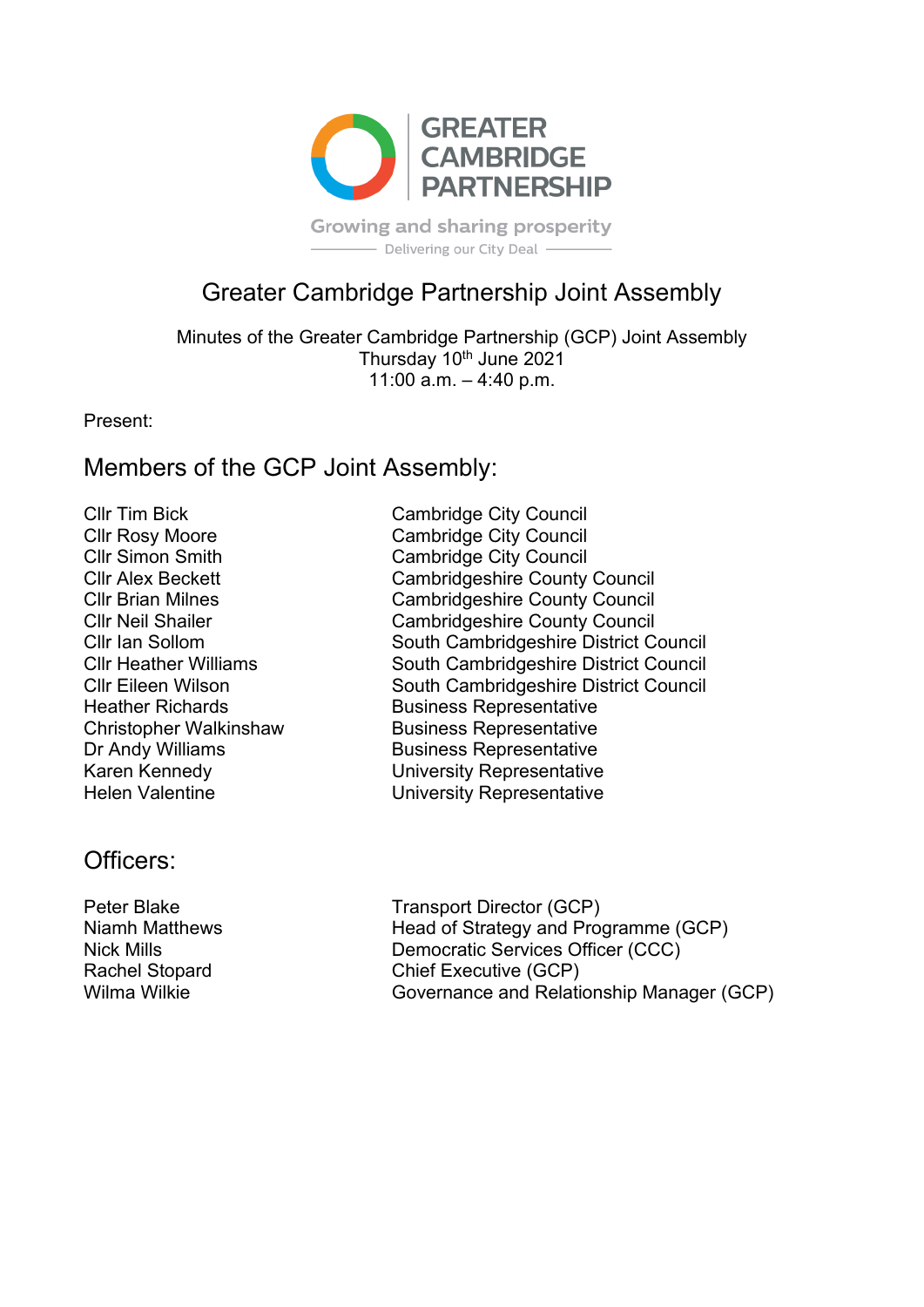GREATER CAMBRIDGE PARTNERSHIP

Growing and sharing prosperity

Delivering our City Deal

# Greater Cambridge Partnership Joint Assembly

Minutes of the Greater Cambridge Partnership (GCP) Joint Assembly
Thursday 10th June 2021
11:00 a.m. – 4:40 p.m.

Present:

## Members of the GCP Joint Assembly:

| | |
|---|---|
| Cllr Tim Bick | Cambridge City Council |
| Cllr Rosy Moore | Cambridge City Council |
| Cllr Simon Smith | Cambridge City Council |
| Cllr Alex Beckett | Cambridgeshire County Council |
| Cllr Brian Milnes | Cambridgeshire County Council |
| Cllr Neil Shailer | Cambridgeshire County Council |
| Cllr Ian Sollom | South Cambridgeshire District Council |
| Cllr Heather Williams | South Cambridgeshire District Council |
| Cllr Eileen Wilson | South Cambridgeshire District Council |
| Heather Richards | Business Representative |
| Christopher Walkinshaw | Business Representative |
| Dr Andy Williams | Business Representative |
| Karen Kennedy | University Representative |
| Helen Valentine | University Representative |

## Officers:

| | |
|---|---|
| Peter Blake | Transport Director (GCP) |
| Niamh Matthews | Head of Strategy and Programme (GCP) |
| Nick Mills | Democratic Services Officer (CCC) |
| Rachel Stopard | Chief Executive (GCP) |
| Wilma Wilkie | Governance and Relationship Manager (GCP) |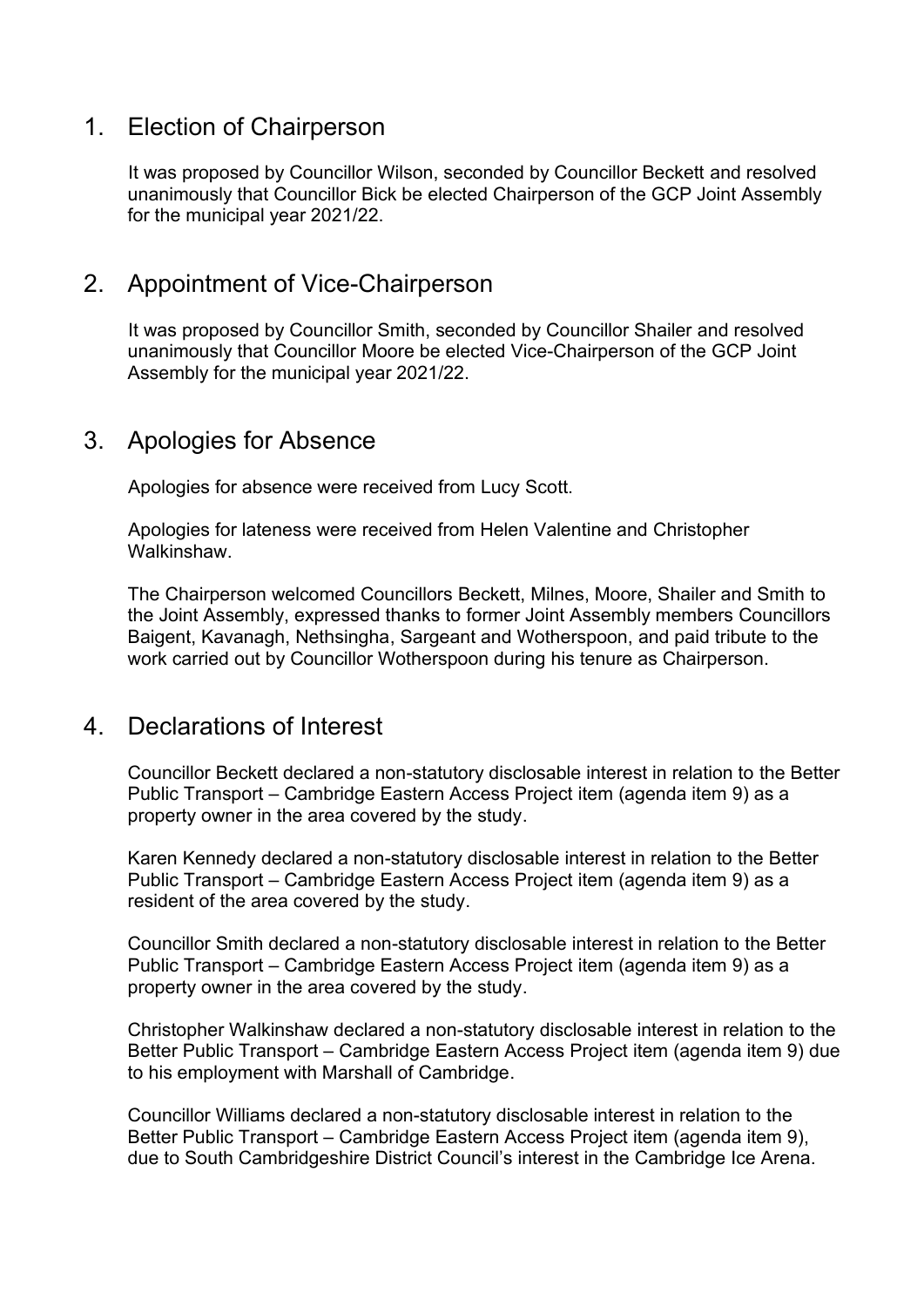## 1. Election of Chairperson

It was proposed by Councillor Wilson, seconded by Councillor Beckett and resolved unanimously that Councillor Bick be elected Chairperson of the GCP Joint Assembly for the municipal year 2021/22.

## 2. Appointment of Vice-Chairperson

It was proposed by Councillor Smith, seconded by Councillor Shailer and resolved unanimously that Councillor Moore be elected Vice-Chairperson of the GCP Joint Assembly for the municipal year 2021/22.

## 3. Apologies for Absence

Apologies for absence were received from Lucy Scott.

Apologies for lateness were received from Helen Valentine and Christopher Walkinshaw.

The Chairperson welcomed Councillors Beckett, Milnes, Moore, Shailer and Smith to the Joint Assembly, expressed thanks to former Joint Assembly members Councillors Baigent, Kavanagh, Nethsingha, Sargeant and Wotherspoon, and paid tribute to the work carried out by Councillor Wotherspoon during his tenure as Chairperson.

## 4. Declarations of Interest

Councillor Beckett declared a non-statutory disclosable interest in relation to the Better Public Transport – Cambridge Eastern Access Project item (agenda item 9) as a property owner in the area covered by the study.

Karen Kennedy declared a non-statutory disclosable interest in relation to the Better Public Transport – Cambridge Eastern Access Project item (agenda item 9) as a resident of the area covered by the study.

Councillor Smith declared a non-statutory disclosable interest in relation to the Better Public Transport – Cambridge Eastern Access Project item (agenda item 9) as a property owner in the area covered by the study.

Christopher Walkinshaw declared a non-statutory disclosable interest in relation to the Better Public Transport – Cambridge Eastern Access Project item (agenda item 9) due to his employment with Marshall of Cambridge.

Councillor Williams declared a non-statutory disclosable interest in relation to the Better Public Transport – Cambridge Eastern Access Project item (agenda item 9), due to South Cambridgeshire District Council's interest in the Cambridge Ice Arena.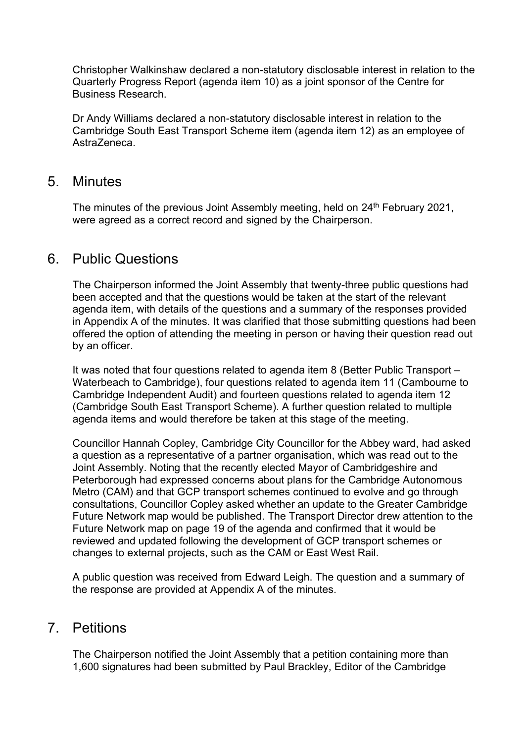Christopher Walkinshaw declared a non-statutory disclosable interest in relation to the Quarterly Progress Report (agenda item 10) as a joint sponsor of the Centre for Business Research.

Dr Andy Williams declared a non-statutory disclosable interest in relation to the Cambridge South East Transport Scheme item (agenda item 12) as an employee of AstraZeneca.

## 5. Minutes

The minutes of the previous Joint Assembly meeting, held on 24th February 2021, were agreed as a correct record and signed by the Chairperson.

## 6. Public Questions

The Chairperson informed the Joint Assembly that twenty-three public questions had been accepted and that the questions would be taken at the start of the relevant agenda item, with details of the questions and a summary of the responses provided in Appendix A of the minutes. It was clarified that those submitting questions had been offered the option of attending the meeting in person or having their question read out by an officer.

It was noted that four questions related to agenda item 8 (Better Public Transport – Waterbeach to Cambridge), four questions related to agenda item 11 (Cambourne to Cambridge Independent Audit) and fourteen questions related to agenda item 12 (Cambridge South East Transport Scheme). A further question related to multiple agenda items and would therefore be taken at this stage of the meeting.

Councillor Hannah Copley, Cambridge City Councillor for the Abbey ward, had asked a question as a representative of a partner organisation, which was read out to the Joint Assembly. Noting that the recently elected Mayor of Cambridgeshire and Peterborough had expressed concerns about plans for the Cambridge Autonomous Metro (CAM) and that GCP transport schemes continued to evolve and go through consultations, Councillor Copley asked whether an update to the Greater Cambridge Future Network map would be published. The Transport Director drew attention to the Future Network map on page 19 of the agenda and confirmed that it would be reviewed and updated following the development of GCP transport schemes or changes to external projects, such as the CAM or East West Rail.

A public question was received from Edward Leigh. The question and a summary of the response are provided at Appendix A of the minutes.

## 7. Petitions

The Chairperson notified the Joint Assembly that a petition containing more than 1,600 signatures had been submitted by Paul Brackley, Editor of the Cambridge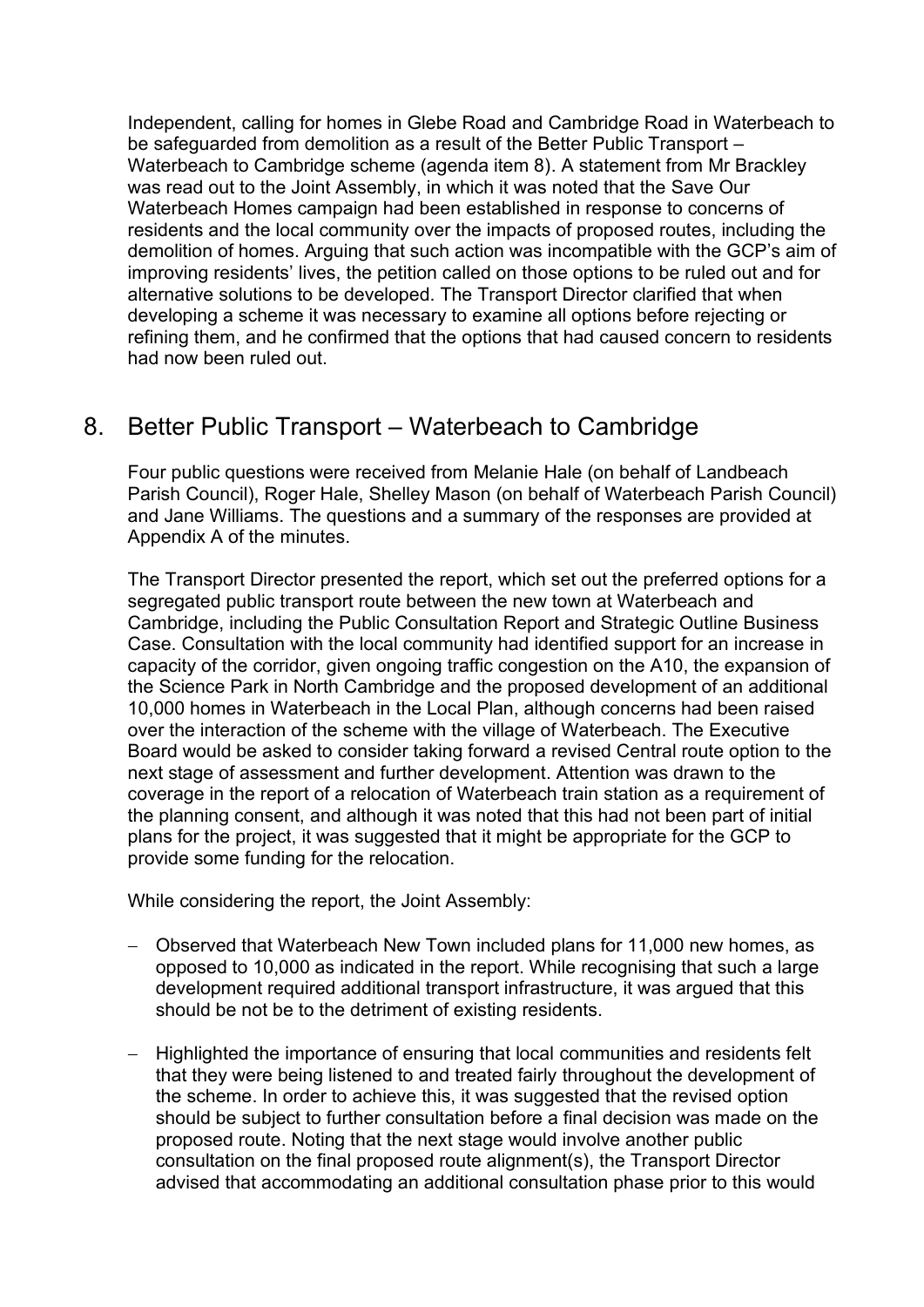Independent, calling for homes in Glebe Road and Cambridge Road in Waterbeach to be safeguarded from demolition as a result of the Better Public Transport – Waterbeach to Cambridge scheme (agenda item 8). A statement from Mr Brackley was read out to the Joint Assembly, in which it was noted that the Save Our Waterbeach Homes campaign had been established in response to concerns of residents and the local community over the impacts of proposed routes, including the demolition of homes. Arguing that such action was incompatible with the GCP's aim of improving residents' lives, the petition called on those options to be ruled out and for alternative solutions to be developed. The Transport Director clarified that when developing a scheme it was necessary to examine all options before rejecting or refining them, and he confirmed that the options that had caused concern to residents had now been ruled out.

## 8. Better Public Transport – Waterbeach to Cambridge

Four public questions were received from Melanie Hale (on behalf of Landbeach Parish Council), Roger Hale, Shelley Mason (on behalf of Waterbeach Parish Council) and Jane Williams. The questions and a summary of the responses are provided at Appendix A of the minutes.

The Transport Director presented the report, which set out the preferred options for a segregated public transport route between the new town at Waterbeach and Cambridge, including the Public Consultation Report and Strategic Outline Business Case. Consultation with the local community had identified support for an increase in capacity of the corridor, given ongoing traffic congestion on the A10, the expansion of the Science Park in North Cambridge and the proposed development of an additional 10,000 homes in Waterbeach in the Local Plan, although concerns had been raised over the interaction of the scheme with the village of Waterbeach. The Executive Board would be asked to consider taking forward a revised Central route option to the next stage of assessment and further development. Attention was drawn to the coverage in the report of a relocation of Waterbeach train station as a requirement of the planning consent, and although it was noted that this had not been part of initial plans for the project, it was suggested that it might be appropriate for the GCP to provide some funding for the relocation.

While considering the report, the Joint Assembly:

- Observed that Waterbeach New Town included plans for 11,000 new homes, as opposed to 10,000 as indicated in the report. While recognising that such a large development required additional transport infrastructure, it was argued that this should be not be to the detriment of existing residents.
- Highlighted the importance of ensuring that local communities and residents felt that they were being listened to and treated fairly throughout the development of the scheme. In order to achieve this, it was suggested that the revised option should be subject to further consultation before a final decision was made on the proposed route. Noting that the next stage would involve another public consultation on the final proposed route alignment(s), the Transport Director advised that accommodating an additional consultation phase prior to this would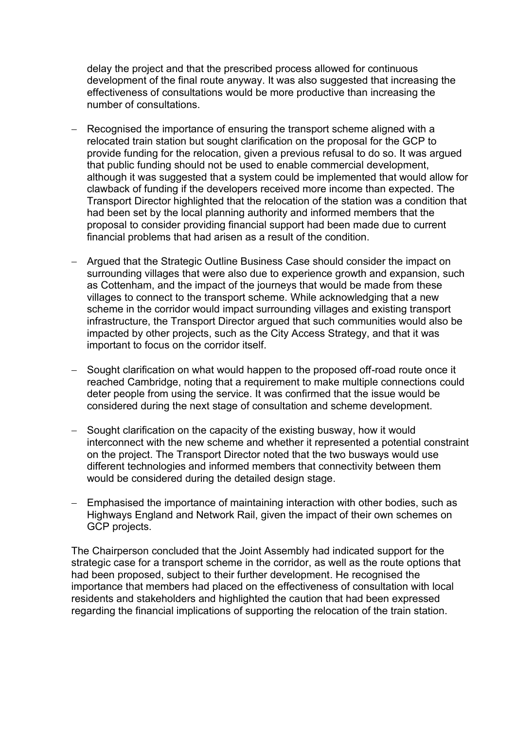delay the project and that the prescribed process allowed for continuous development of the final route anyway. It was also suggested that increasing the effectiveness of consultations would be more productive than increasing the number of consultations.

- Recognised the importance of ensuring the transport scheme aligned with a relocated train station but sought clarification on the proposal for the GCP to provide funding for the relocation, given a previous refusal to do so. It was argued that public funding should not be used to enable commercial development, although it was suggested that a system could be implemented that would allow for clawback of funding if the developers received more income than expected. The Transport Director highlighted that the relocation of the station was a condition that had been set by the local planning authority and informed members that the proposal to consider providing financial support had been made due to current financial problems that had arisen as a result of the condition.

- Argued that the Strategic Outline Business Case should consider the impact on surrounding villages that were also due to experience growth and expansion, such as Cottenham, and the impact of the journeys that would be made from these villages to connect to the transport scheme. While acknowledging that a new scheme in the corridor would impact surrounding villages and existing transport infrastructure, the Transport Director argued that such communities would also be impacted by other projects, such as the City Access Strategy, and that it was important to focus on the corridor itself.

- Sought clarification on what would happen to the proposed off-road route once it reached Cambridge, noting that a requirement to make multiple connections could deter people from using the service. It was confirmed that the issue would be considered during the next stage of consultation and scheme development.

- Sought clarification on the capacity of the existing busway, how it would interconnect with the new scheme and whether it represented a potential constraint on the project. The Transport Director noted that the two busways would use different technologies and informed members that connectivity between them would be considered during the detailed design stage.

- Emphasised the importance of maintaining interaction with other bodies, such as Highways England and Network Rail, given the impact of their own schemes on GCP projects.

The Chairperson concluded that the Joint Assembly had indicated support for the strategic case for a transport scheme in the corridor, as well as the route options that had been proposed, subject to their further development. He recognised the importance that members had placed on the effectiveness of consultation with local residents and stakeholders and highlighted the caution that had been expressed regarding the financial implications of supporting the relocation of the train station.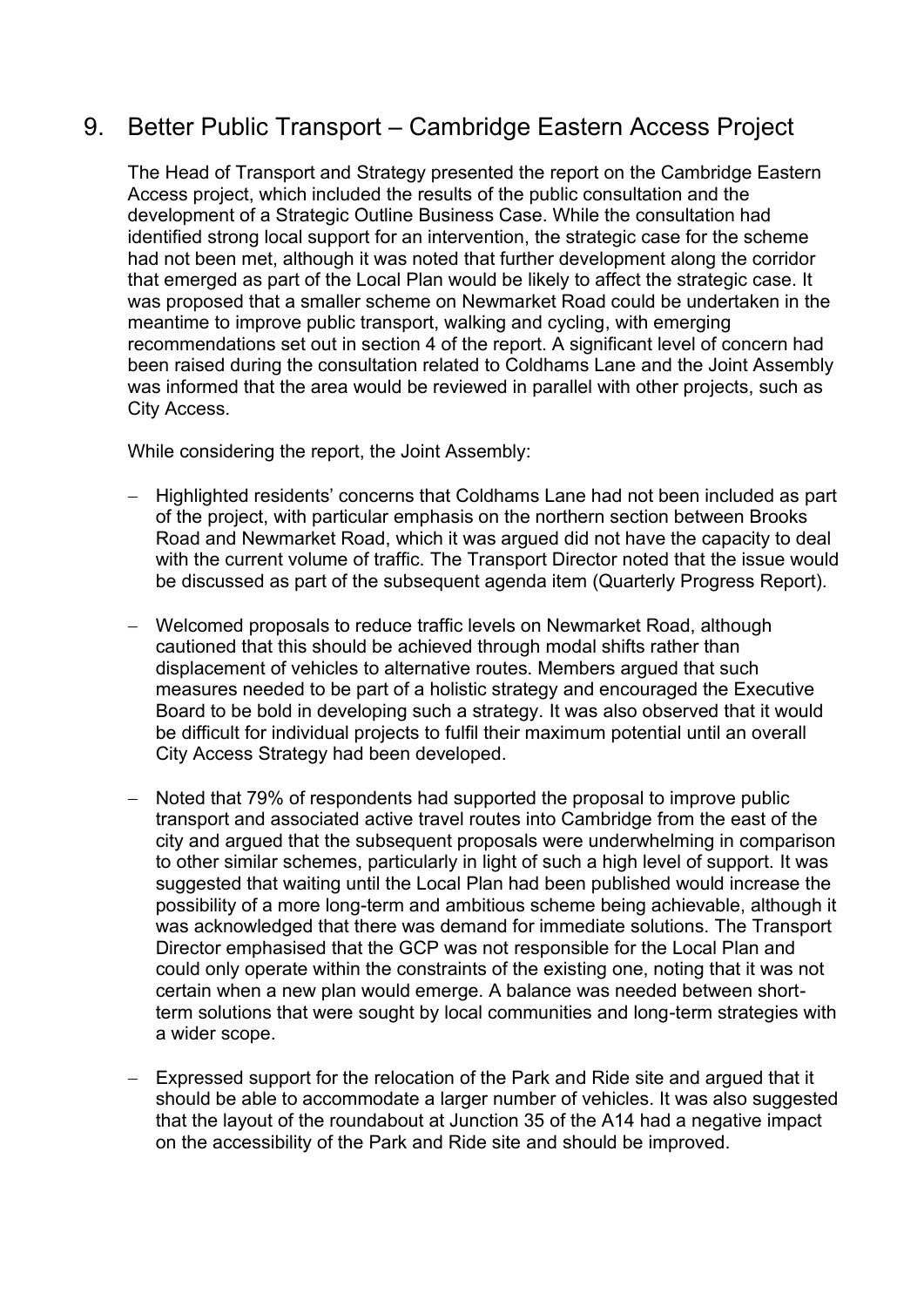## 9. Better Public Transport – Cambridge Eastern Access Project

The Head of Transport and Strategy presented the report on the Cambridge Eastern Access project, which included the results of the public consultation and the development of a Strategic Outline Business Case. While the consultation had identified strong local support for an intervention, the strategic case for the scheme had not been met, although it was noted that further development along the corridor that emerged as part of the Local Plan would be likely to affect the strategic case. It was proposed that a smaller scheme on Newmarket Road could be undertaken in the meantime to improve public transport, walking and cycling, with emerging recommendations set out in section 4 of the report. A significant level of concern had been raised during the consultation related to Coldhams Lane and the Joint Assembly was informed that the area would be reviewed in parallel with other projects, such as City Access.

While considering the report, the Joint Assembly:

- Highlighted residents' concerns that Coldhams Lane had not been included as part of the project, with particular emphasis on the northern section between Brooks Road and Newmarket Road, which it was argued did not have the capacity to deal with the current volume of traffic. The Transport Director noted that the issue would be discussed as part of the subsequent agenda item (Quarterly Progress Report).

- Welcomed proposals to reduce traffic levels on Newmarket Road, although cautioned that this should be achieved through modal shifts rather than displacement of vehicles to alternative routes. Members argued that such measures needed to be part of a holistic strategy and encouraged the Executive Board to be bold in developing such a strategy. It was also observed that it would be difficult for individual projects to fulfil their maximum potential until an overall City Access Strategy had been developed.

- Noted that 79% of respondents had supported the proposal to improve public transport and associated active travel routes into Cambridge from the east of the city and argued that the subsequent proposals were underwhelming in comparison to other similar schemes, particularly in light of such a high level of support. It was suggested that waiting until the Local Plan had been published would increase the possibility of a more long-term and ambitious scheme being achievable, although it was acknowledged that there was demand for immediate solutions. The Transport Director emphasised that the GCP was not responsible for the Local Plan and could only operate within the constraints of the existing one, noting that it was not certain when a new plan would emerge. A balance was needed between short-term solutions that were sought by local communities and long-term strategies with a wider scope.

- Expressed support for the relocation of the Park and Ride site and argued that it should be able to accommodate a larger number of vehicles. It was also suggested that the layout of the roundabout at Junction 35 of the A14 had a negative impact on the accessibility of the Park and Ride site and should be improved.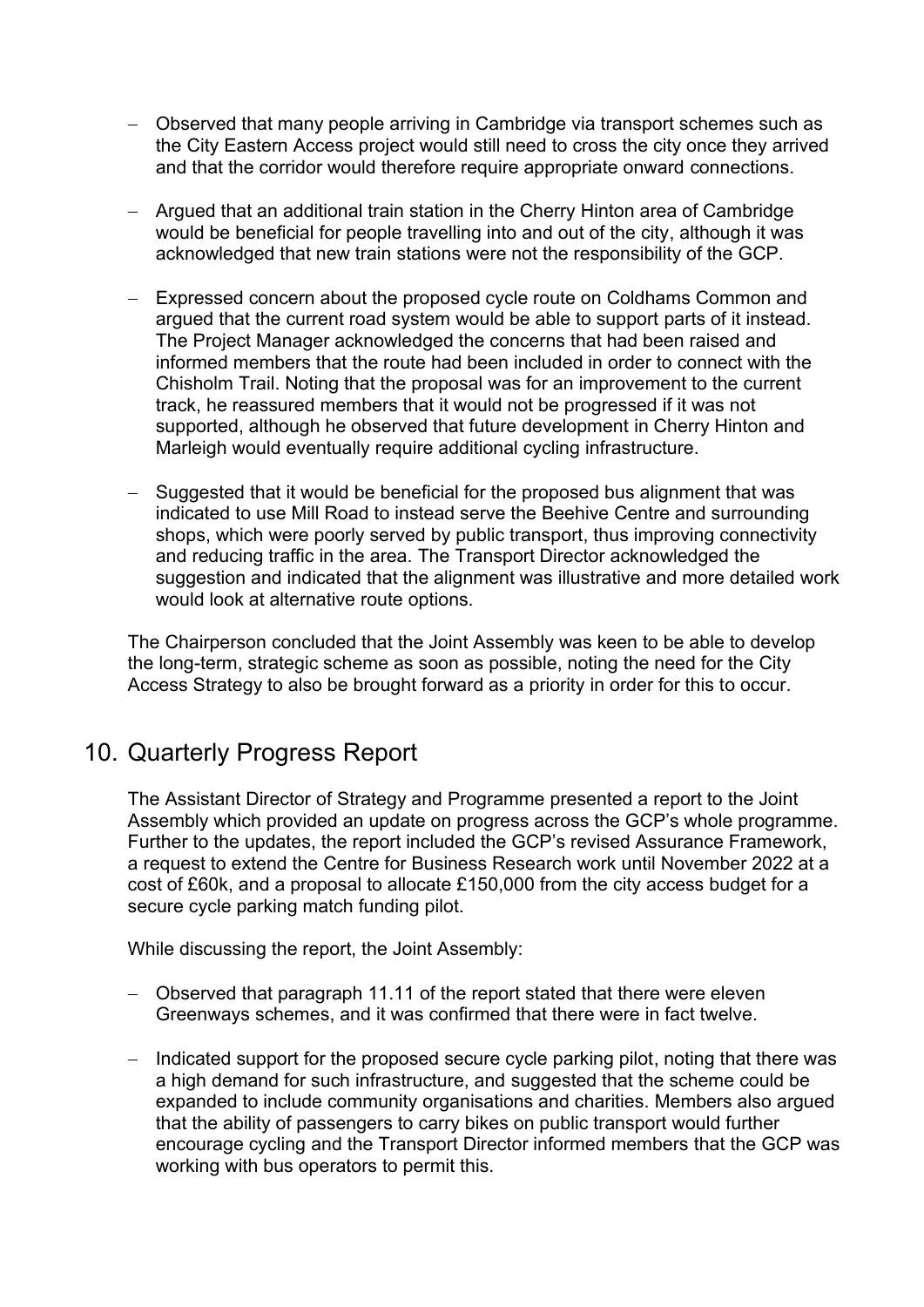- Observed that many people arriving in Cambridge via transport schemes such as the City Eastern Access project would still need to cross the city once they arrived and that the corridor would therefore require appropriate onward connections.

- Argued that an additional train station in the Cherry Hinton area of Cambridge would be beneficial for people travelling into and out of the city, although it was acknowledged that new train stations were not the responsibility of the GCP.

- Expressed concern about the proposed cycle route on Coldhams Common and argued that the current road system would be able to support parts of it instead. The Project Manager acknowledged the concerns that had been raised and informed members that the route had been included in order to connect with the Chisholm Trail. Noting that the proposal was for an improvement to the current track, he reassured members that it would not be progressed if it was not supported, although he observed that future development in Cherry Hinton and Marleigh would eventually require additional cycling infrastructure.

- Suggested that it would be beneficial for the proposed bus alignment that was indicated to use Mill Road to instead serve the Beehive Centre and surrounding shops, which were poorly served by public transport, thus improving connectivity and reducing traffic in the area. The Transport Director acknowledged the suggestion and indicated that the alignment was illustrative and more detailed work would look at alternative route options.

The Chairperson concluded that the Joint Assembly was keen to be able to develop the long-term, strategic scheme as soon as possible, noting the need for the City Access Strategy to also be brought forward as a priority in order for this to occur.

## 10. Quarterly Progress Report

The Assistant Director of Strategy and Programme presented a report to the Joint Assembly which provided an update on progress across the GCP's whole programme. Further to the updates, the report included the GCP's revised Assurance Framework, a request to extend the Centre for Business Research work until November 2022 at a cost of £60k, and a proposal to allocate £150,000 from the city access budget for a secure cycle parking match funding pilot.

While discussing the report, the Joint Assembly:

- Observed that paragraph 11.11 of the report stated that there were eleven Greenways schemes, and it was confirmed that there were in fact twelve.

- Indicated support for the proposed secure cycle parking pilot, noting that there was a high demand for such infrastructure, and suggested that the scheme could be expanded to include community organisations and charities. Members also argued that the ability of passengers to carry bikes on public transport would further encourage cycling and the Transport Director informed members that the GCP was working with bus operators to permit this.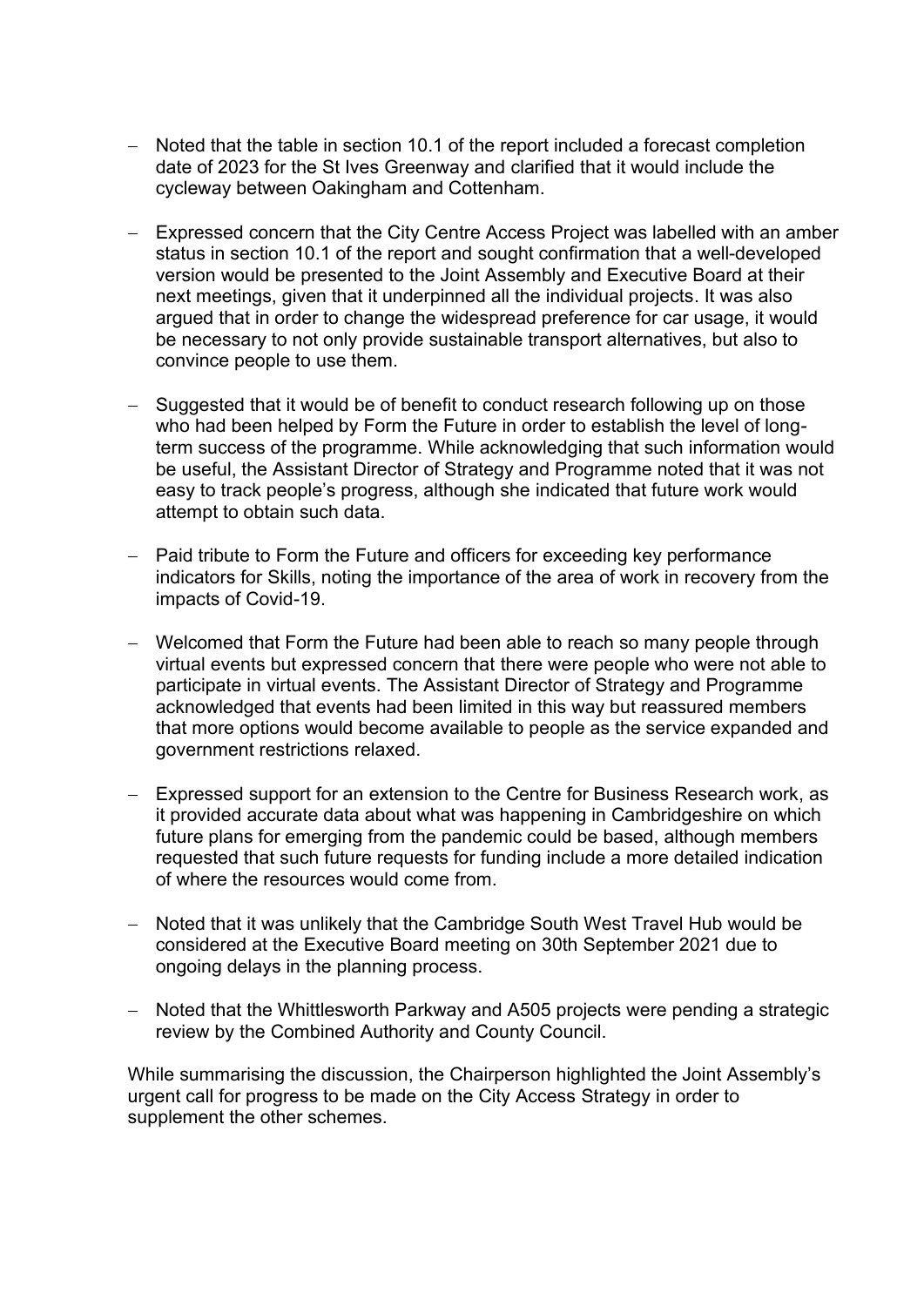- Noted that the table in section 10.1 of the report included a forecast completion date of 2023 for the St Ives Greenway and clarified that it would include the cycleway between Oakingham and Cottenham.

- Expressed concern that the City Centre Access Project was labelled with an amber status in section 10.1 of the report and sought confirmation that a well-developed version would be presented to the Joint Assembly and Executive Board at their next meetings, given that it underpinned all the individual projects. It was also argued that in order to change the widespread preference for car usage, it would be necessary to not only provide sustainable transport alternatives, but also to convince people to use them.

- Suggested that it would be of benefit to conduct research following up on those who had been helped by Form the Future in order to establish the level of long-term success of the programme. While acknowledging that such information would be useful, the Assistant Director of Strategy and Programme noted that it was not easy to track people's progress, although she indicated that future work would attempt to obtain such data.

- Paid tribute to Form the Future and officers for exceeding key performance indicators for Skills, noting the importance of the area of work in recovery from the impacts of Covid-19.

- Welcomed that Form the Future had been able to reach so many people through virtual events but expressed concern that there were people who were not able to participate in virtual events. The Assistant Director of Strategy and Programme acknowledged that events had been limited in this way but reassured members that more options would become available to people as the service expanded and government restrictions relaxed.

- Expressed support for an extension to the Centre for Business Research work, as it provided accurate data about what was happening in Cambridgeshire on which future plans for emerging from the pandemic could be based, although members requested that such future requests for funding include a more detailed indication of where the resources would come from.

- Noted that it was unlikely that the Cambridge South West Travel Hub would be considered at the Executive Board meeting on 30th September 2021 due to ongoing delays in the planning process.

- Noted that the Whittlesworth Parkway and A505 projects were pending a strategic review by the Combined Authority and County Council.

While summarising the discussion, the Chairperson highlighted the Joint Assembly's urgent call for progress to be made on the City Access Strategy in order to supplement the other schemes.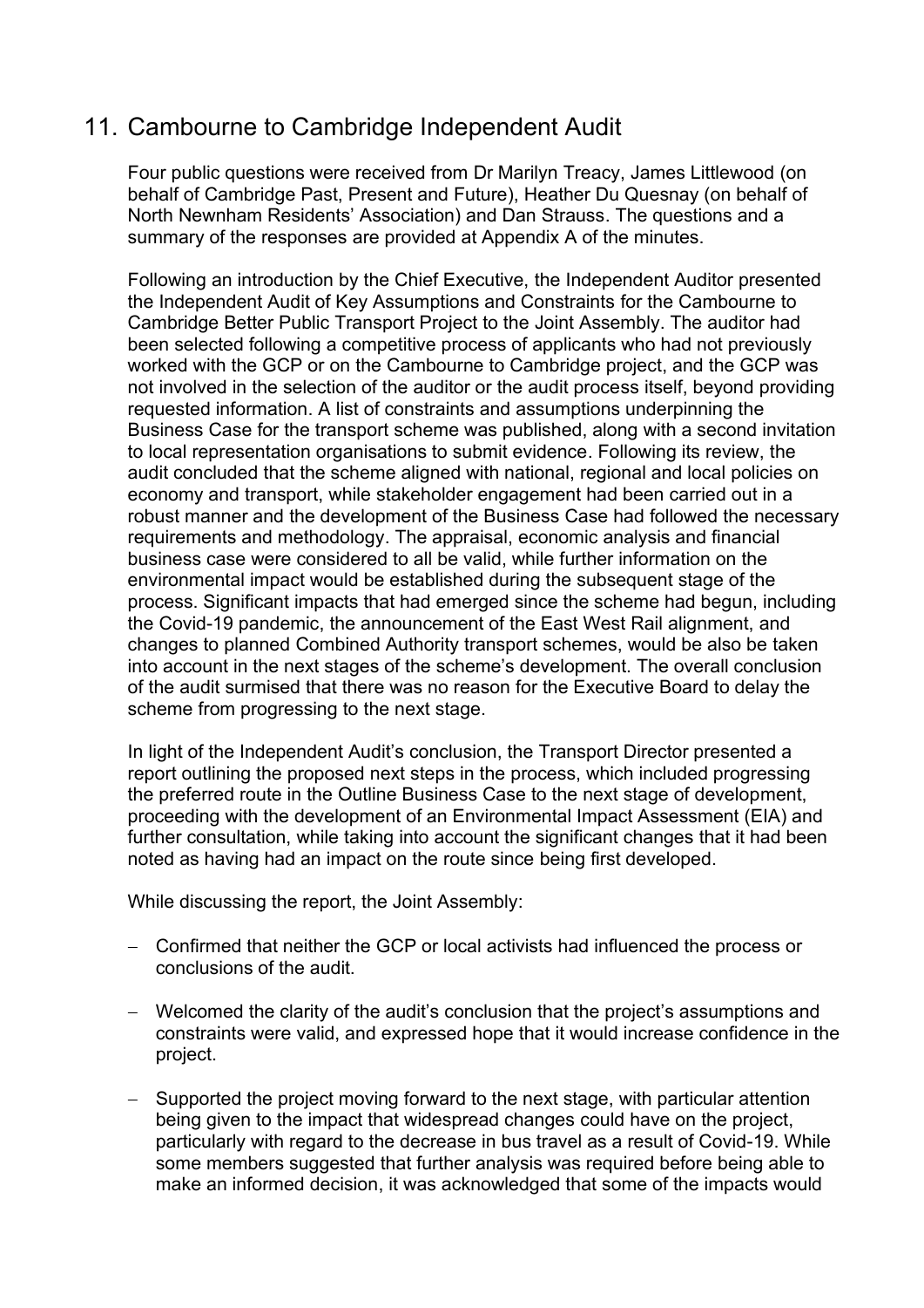# 11. Cambourne to Cambridge Independent Audit

Four public questions were received from Dr Marilyn Treacy, James Littlewood (on behalf of Cambridge Past, Present and Future), Heather Du Quesnay (on behalf of North Newnham Residents' Association) and Dan Strauss. The questions and a summary of the responses are provided at Appendix A of the minutes.

Following an introduction by the Chief Executive, the Independent Auditor presented the Independent Audit of Key Assumptions and Constraints for the Cambourne to Cambridge Better Public Transport Project to the Joint Assembly. The auditor had been selected following a competitive process of applicants who had not previously worked with the GCP or on the Cambourne to Cambridge project, and the GCP was not involved in the selection of the auditor or the audit process itself, beyond providing requested information. A list of constraints and assumptions underpinning the Business Case for the transport scheme was published, along with a second invitation to local representation organisations to submit evidence. Following its review, the audit concluded that the scheme aligned with national, regional and local policies on economy and transport, while stakeholder engagement had been carried out in a robust manner and the development of the Business Case had followed the necessary requirements and methodology. The appraisal, economic analysis and financial business case were considered to all be valid, while further information on the environmental impact would be established during the subsequent stage of the process. Significant impacts that had emerged since the scheme had begun, including the Covid-19 pandemic, the announcement of the East West Rail alignment, and changes to planned Combined Authority transport schemes, would be also be taken into account in the next stages of the scheme's development. The overall conclusion of the audit surmised that there was no reason for the Executive Board to delay the scheme from progressing to the next stage.

In light of the Independent Audit's conclusion, the Transport Director presented a report outlining the proposed next steps in the process, which included progressing the preferred route in the Outline Business Case to the next stage of development, proceeding with the development of an Environmental Impact Assessment (EIA) and further consultation, while taking into account the significant changes that it had been noted as having had an impact on the route since being first developed.

While discussing the report, the Joint Assembly:

- Confirmed that neither the GCP or local activists had influenced the process or conclusions of the audit.
- Welcomed the clarity of the audit's conclusion that the project's assumptions and constraints were valid, and expressed hope that it would increase confidence in the project.
- Supported the project moving forward to the next stage, with particular attention being given to the impact that widespread changes could have on the project, particularly with regard to the decrease in bus travel as a result of Covid-19. While some members suggested that further analysis was required before being able to make an informed decision, it was acknowledged that some of the impacts would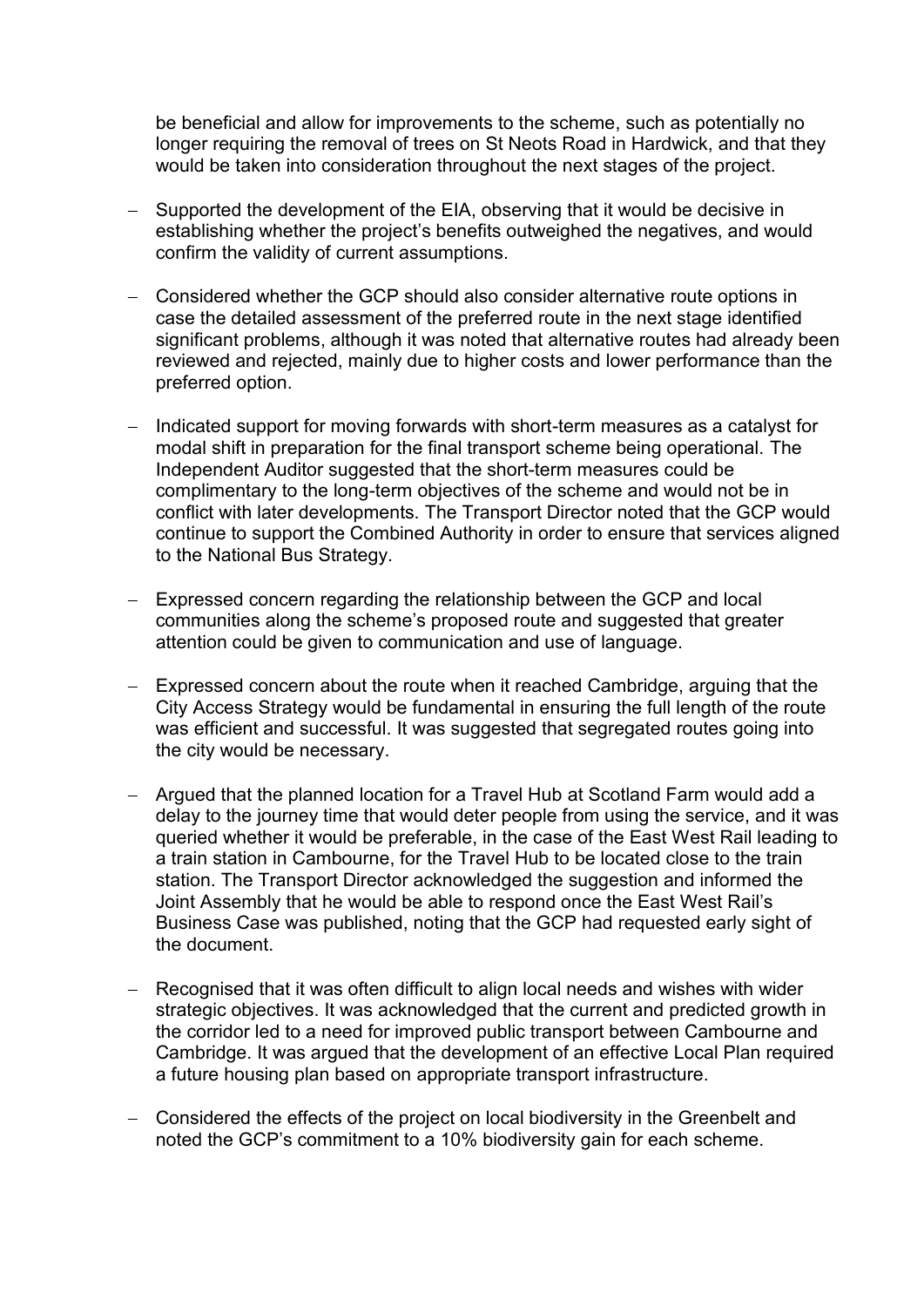be beneficial and allow for improvements to the scheme, such as potentially no longer requiring the removal of trees on St Neots Road in Hardwick, and that they would be taken into consideration throughout the next stages of the project.

- Supported the development of the EIA, observing that it would be decisive in establishing whether the project's benefits outweighed the negatives, and would confirm the validity of current assumptions.

- Considered whether the GCP should also consider alternative route options in case the detailed assessment of the preferred route in the next stage identified significant problems, although it was noted that alternative routes had already been reviewed and rejected, mainly due to higher costs and lower performance than the preferred option.

- Indicated support for moving forwards with short-term measures as a catalyst for modal shift in preparation for the final transport scheme being operational. The Independent Auditor suggested that the short-term measures could be complimentary to the long-term objectives of the scheme and would not be in conflict with later developments. The Transport Director noted that the GCP would continue to support the Combined Authority in order to ensure that services aligned to the National Bus Strategy.

- Expressed concern regarding the relationship between the GCP and local communities along the scheme's proposed route and suggested that greater attention could be given to communication and use of language.

- Expressed concern about the route when it reached Cambridge, arguing that the City Access Strategy would be fundamental in ensuring the full length of the route was efficient and successful. It was suggested that segregated routes going into the city would be necessary.

- Argued that the planned location for a Travel Hub at Scotland Farm would add a delay to the journey time that would deter people from using the service, and it was queried whether it would be preferable, in the case of the East West Rail leading to a train station in Cambourne, for the Travel Hub to be located close to the train station. The Transport Director acknowledged the suggestion and informed the Joint Assembly that he would be able to respond once the East West Rail's Business Case was published, noting that the GCP had requested early sight of the document.

- Recognised that it was often difficult to align local needs and wishes with wider strategic objectives. It was acknowledged that the current and predicted growth in the corridor led to a need for improved public transport between Cambourne and Cambridge. It was argued that the development of an effective Local Plan required a future housing plan based on appropriate transport infrastructure.

- Considered the effects of the project on local biodiversity in the Greenbelt and noted the GCP's commitment to a 10% biodiversity gain for each scheme.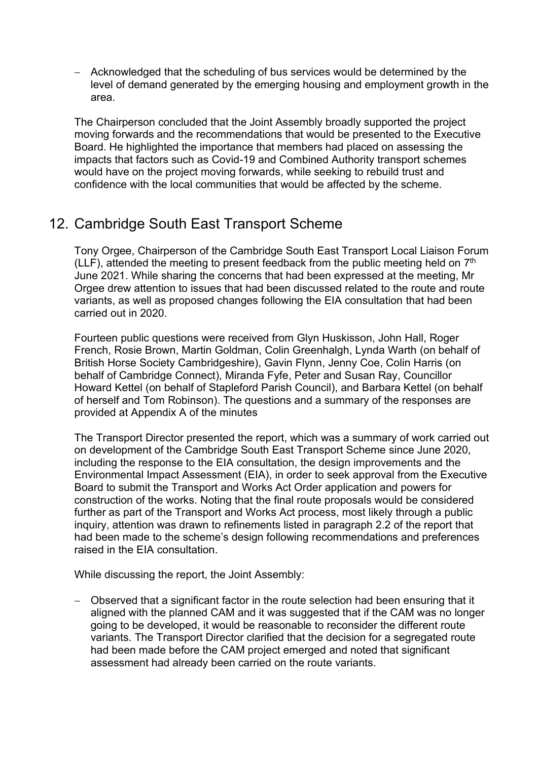- Acknowledged that the scheduling of bus services would be determined by the level of demand generated by the emerging housing and employment growth in the area.

The Chairperson concluded that the Joint Assembly broadly supported the project moving forwards and the recommendations that would be presented to the Executive Board. He highlighted the importance that members had placed on assessing the impacts that factors such as Covid-19 and Combined Authority transport schemes would have on the project moving forwards, while seeking to rebuild trust and confidence with the local communities that would be affected by the scheme.

## 12. Cambridge South East Transport Scheme

Tony Orgee, Chairperson of the Cambridge South East Transport Local Liaison Forum (LLF), attended the meeting to present feedback from the public meeting held on 7th June 2021. While sharing the concerns that had been expressed at the meeting, Mr Orgee drew attention to issues that had been discussed related to the route and route variants, as well as proposed changes following the EIA consultation that had been carried out in 2020.

Fourteen public questions were received from Glyn Huskisson, John Hall, Roger French, Rosie Brown, Martin Goldman, Colin Greenhalgh, Lynda Warth (on behalf of British Horse Society Cambridgeshire), Gavin Flynn, Jenny Coe, Colin Harris (on behalf of Cambridge Connect), Miranda Fyfe, Peter and Susan Ray, Councillor Howard Kettel (on behalf of Stapleford Parish Council), and Barbara Kettel (on behalf of herself and Tom Robinson). The questions and a summary of the responses are provided at Appendix A of the minutes

The Transport Director presented the report, which was a summary of work carried out on development of the Cambridge South East Transport Scheme since June 2020, including the response to the EIA consultation, the design improvements and the Environmental Impact Assessment (EIA), in order to seek approval from the Executive Board to submit the Transport and Works Act Order application and powers for construction of the works. Noting that the final route proposals would be considered further as part of the Transport and Works Act process, most likely through a public inquiry, attention was drawn to refinements listed in paragraph 2.2 of the report that had been made to the scheme's design following recommendations and preferences raised in the EIA consultation.

While discussing the report, the Joint Assembly:

- Observed that a significant factor in the route selection had been ensuring that it aligned with the planned CAM and it was suggested that if the CAM was no longer going to be developed, it would be reasonable to reconsider the different route variants. The Transport Director clarified that the decision for a segregated route had been made before the CAM project emerged and noted that significant assessment had already been carried on the route variants.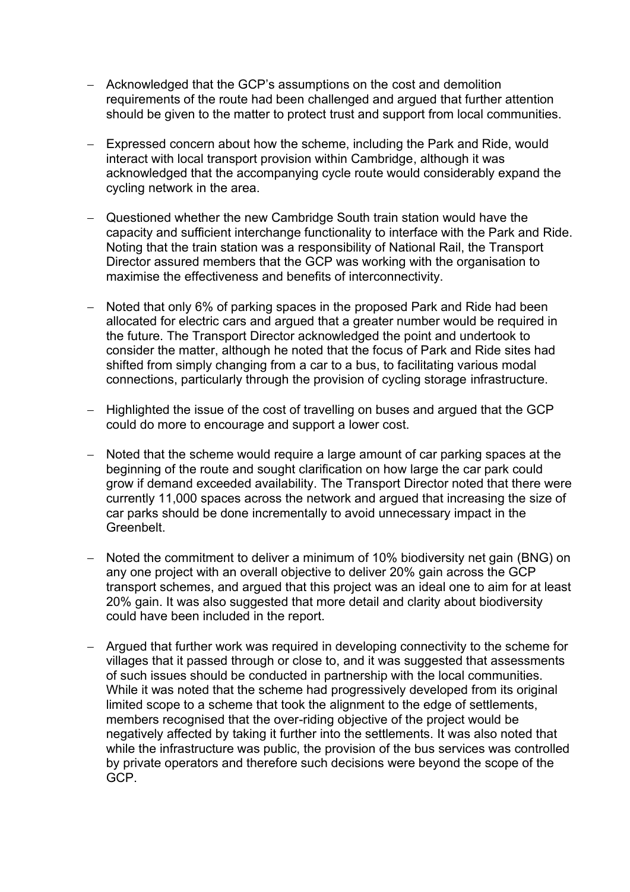- Acknowledged that the GCP's assumptions on the cost and demolition requirements of the route had been challenged and argued that further attention should be given to the matter to protect trust and support from local communities.

- Expressed concern about how the scheme, including the Park and Ride, would interact with local transport provision within Cambridge, although it was acknowledged that the accompanying cycle route would considerably expand the cycling network in the area.

- Questioned whether the new Cambridge South train station would have the capacity and sufficient interchange functionality to interface with the Park and Ride. Noting that the train station was a responsibility of National Rail, the Transport Director assured members that the GCP was working with the organisation to maximise the effectiveness and benefits of interconnectivity.

- Noted that only 6% of parking spaces in the proposed Park and Ride had been allocated for electric cars and argued that a greater number would be required in the future. The Transport Director acknowledged the point and undertook to consider the matter, although he noted that the focus of Park and Ride sites had shifted from simply changing from a car to a bus, to facilitating various modal connections, particularly through the provision of cycling storage infrastructure.

- Highlighted the issue of the cost of travelling on buses and argued that the GCP could do more to encourage and support a lower cost.

- Noted that the scheme would require a large amount of car parking spaces at the beginning of the route and sought clarification on how large the car park could grow if demand exceeded availability. The Transport Director noted that there were currently 11,000 spaces across the network and argued that increasing the size of car parks should be done incrementally to avoid unnecessary impact in the Greenbelt.

- Noted the commitment to deliver a minimum of 10% biodiversity net gain (BNG) on any one project with an overall objective to deliver 20% gain across the GCP transport schemes, and argued that this project was an ideal one to aim for at least 20% gain. It was also suggested that more detail and clarity about biodiversity could have been included in the report.

- Argued that further work was required in developing connectivity to the scheme for villages that it passed through or close to, and it was suggested that assessments of such issues should be conducted in partnership with the local communities. While it was noted that the scheme had progressively developed from its original limited scope to a scheme that took the alignment to the edge of settlements, members recognised that the over-riding objective of the project would be negatively affected by taking it further into the settlements. It was also noted that while the infrastructure was public, the provision of the bus services was controlled by private operators and therefore such decisions were beyond the scope of the GCP.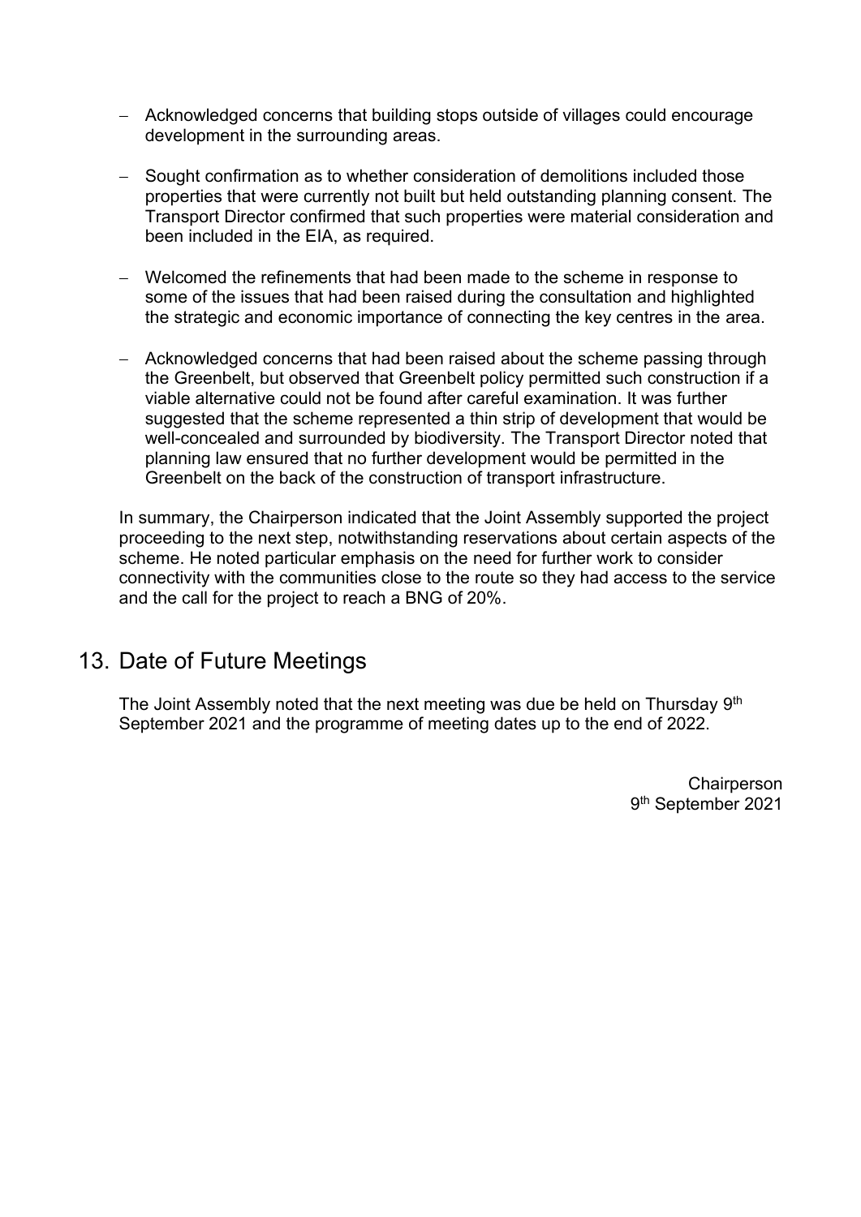- Acknowledged concerns that building stops outside of villages could encourage development in the surrounding areas.

- Sought confirmation as to whether consideration of demolitions included those properties that were currently not built but held outstanding planning consent. The Transport Director confirmed that such properties were material consideration and been included in the EIA, as required.

- Welcomed the refinements that had been made to the scheme in response to some of the issues that had been raised during the consultation and highlighted the strategic and economic importance of connecting the key centres in the area.

- Acknowledged concerns that had been raised about the scheme passing through the Greenbelt, but observed that Greenbelt policy permitted such construction if a viable alternative could not be found after careful examination. It was further suggested that the scheme represented a thin strip of development that would be well-concealed and surrounded by biodiversity. The Transport Director noted that planning law ensured that no further development would be permitted in the Greenbelt on the back of the construction of transport infrastructure.

In summary, the Chairperson indicated that the Joint Assembly supported the project proceeding to the next step, notwithstanding reservations about certain aspects of the scheme. He noted particular emphasis on the need for further work to consider connectivity with the communities close to the route so they had access to the service and the call for the project to reach a BNG of 20%.

## 13. Date of Future Meetings

The Joint Assembly noted that the next meeting was due be held on Thursday 9th September 2021 and the programme of meeting dates up to the end of 2022.

Chairperson
9th September 2021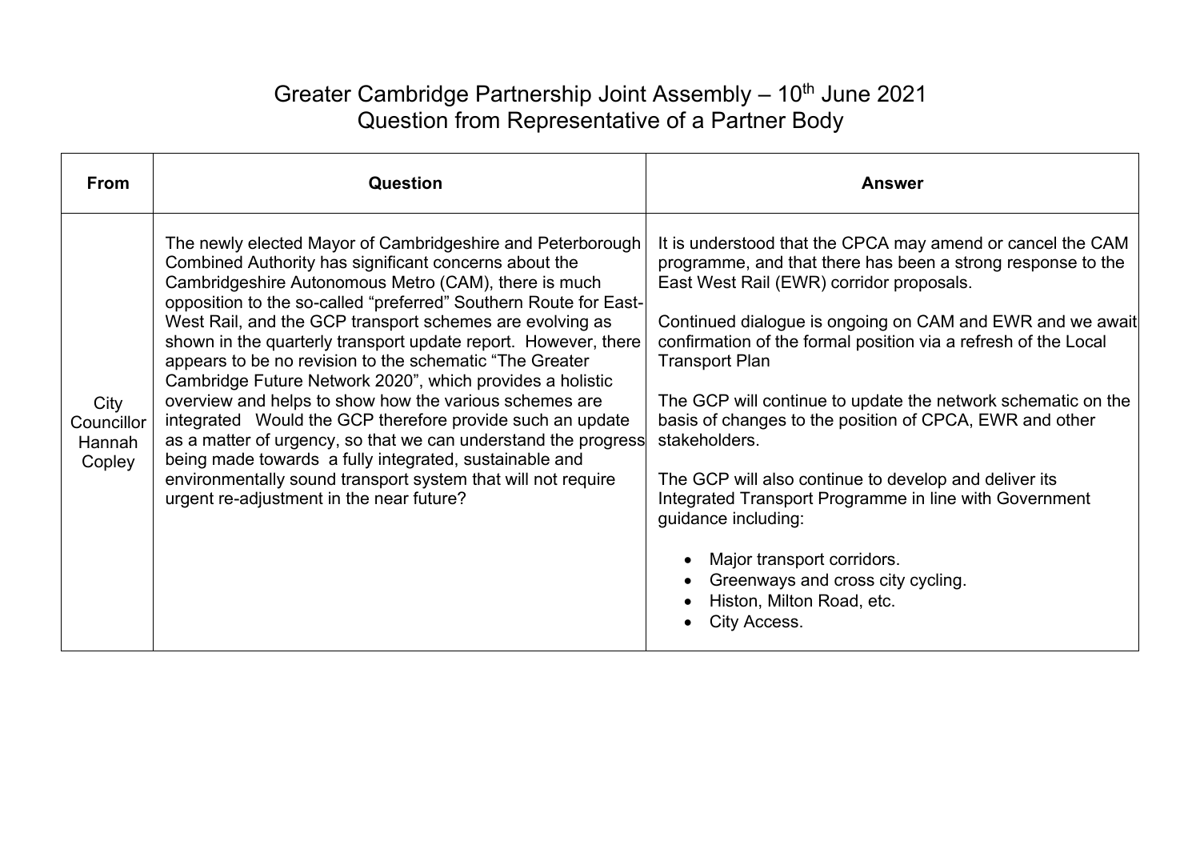# Greater Cambridge Partnership Joint Assembly – 10th June 2021
## Question from Representative of a Partner Body

| From | Question | Answer |
|---|---|---|
| City Councillor Hannah Copley | The newly elected Mayor of Cambridgeshire and Peterborough Combined Authority has significant concerns about the Cambridgeshire Autonomous Metro (CAM), there is much opposition to the so-called "preferred" Southern Route for East-West Rail, and the GCP transport schemes are evolving as shown in the quarterly transport update report. However, there appears to be no revision to the schematic "The Greater Cambridge Future Network 2020", which provides a holistic overview and helps to show how the various schemes are integrated Would the GCP therefore provide such an update as a matter of urgency, so that we can understand the progress being made towards a fully integrated, sustainable and environmentally sound transport system that will not require urgent re-adjustment in the near future? | It is understood that the CPCA may amend or cancel the CAM programme, and that there has been a strong response to the East West Rail (EWR) corridor proposals.<br><br>Continued dialogue is ongoing on CAM and EWR and we await confirmation of the formal position via a refresh of the Local Transport Plan<br><br>The GCP will continue to update the network schematic on the basis of changes to the position of CPCA, EWR and other stakeholders.<br><br>The GCP will also continue to develop and deliver its Integrated Transport Programme in line with Government guidance including:<br><br>• Major transport corridors.<br>• Greenways and cross city cycling.<br>• Histon, Milton Road, etc.<br>• City Access. |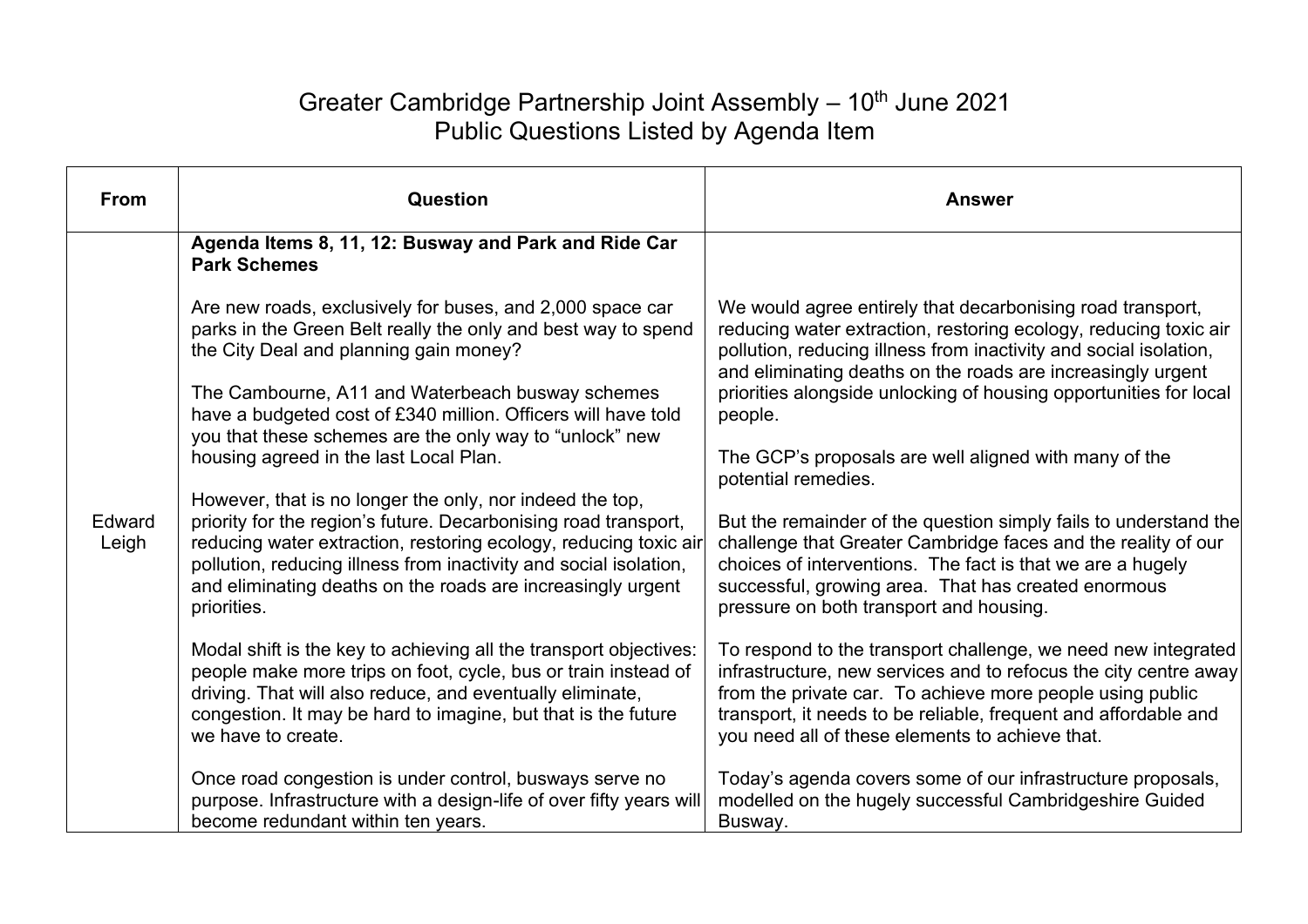# Greater Cambridge Partnership Joint Assembly – 10th June 2021
## Public Questions Listed by Agenda Item

| From | Question | Answer |
|---|---|---|
| Edward Leigh | **Agenda Items 8, 11, 12: Busway and Park and Ride Car Park Schemes**<br><br>Are new roads, exclusively for buses, and 2,000 space car parks in the Green Belt really the only and best way to spend the City Deal and planning gain money?<br><br>The Cambourne, A11 and Waterbeach busway schemes have a budgeted cost of £340 million. Officers will have told you that these schemes are the only way to "unlock" new housing agreed in the last Local Plan.<br><br>However, that is no longer the only, nor indeed the top, priority for the region's future. Decarbonising road transport, reducing water extraction, restoring ecology, reducing toxic air pollution, reducing illness from inactivity and social isolation, and eliminating deaths on the roads are increasingly urgent priorities.<br><br>Modal shift is the key to achieving all the transport objectives: people make more trips on foot, cycle, bus or train instead of driving. That will also reduce, and eventually eliminate, congestion. It may be hard to imagine, but that is the future we have to create.<br><br>Once road congestion is under control, busways serve no purpose. Infrastructure with a design-life of over fifty years will become redundant within ten years. | We would agree entirely that decarbonising road transport, reducing water extraction, restoring ecology, reducing toxic air pollution, reducing illness from inactivity and social isolation, and eliminating deaths on the roads are increasingly urgent priorities alongside unlocking of housing opportunities for local people.<br><br>The GCP's proposals are well aligned with many of the potential remedies.<br><br>But the remainder of the question simply fails to understand the challenge that Greater Cambridge faces and the reality of our choices of interventions. The fact is that we are a hugely successful, growing area. That has created enormous pressure on both transport and housing.<br><br>To respond to the transport challenge, we need new integrated infrastructure, new services and to refocus the city centre away from the private car. To achieve more people using public transport, it needs to be reliable, frequent and affordable and you need all of these elements to achieve that.<br><br>Today's agenda covers some of our infrastructure proposals, modelled on the hugely successful Cambridgeshire Guided Busway. |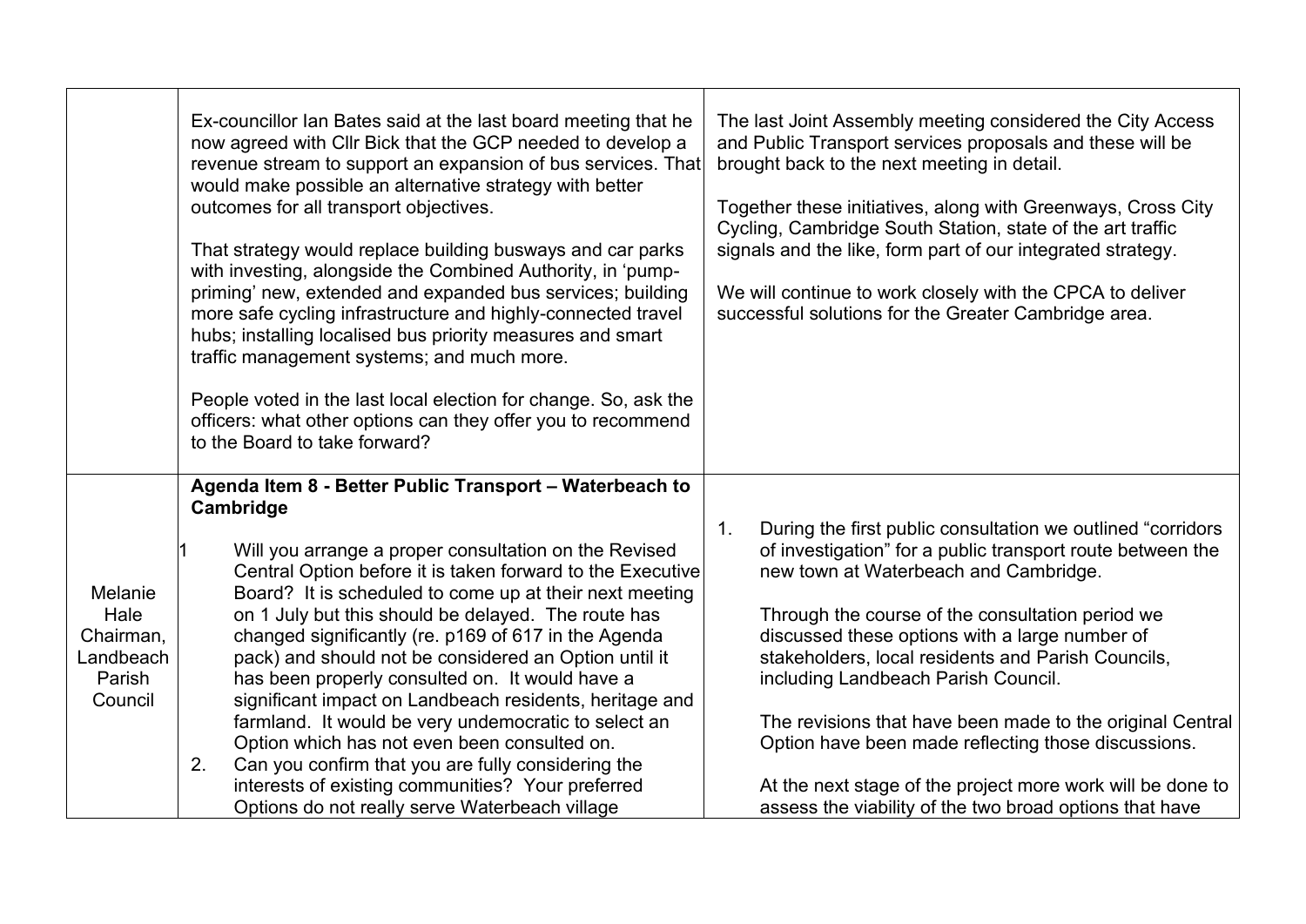| | | |
|---|---|---|
| | Ex-councillor Ian Bates said at the last board meeting that he now agreed with Cllr Bick that the GCP needed to develop a revenue stream to support an expansion of bus services. That would make possible an alternative strategy with better outcomes for all transport objectives.<br><br>That strategy would replace building busways and car parks with investing, alongside the Combined Authority, in 'pump-priming' new, extended and expanded bus services; building more safe cycling infrastructure and highly-connected travel hubs; installing localised bus priority measures and smart traffic management systems; and much more.<br><br>People voted in the last local election for change. So, ask the officers: what other options can they offer you to recommend to the Board to take forward? | The last Joint Assembly meeting considered the City Access and Public Transport services proposals and these will be brought back to the next meeting in detail.<br><br>Together these initiatives, along with Greenways, Cross City Cycling, Cambridge South Station, state of the art traffic signals and the like, form part of our integrated strategy.<br><br>We will continue to work closely with the CPCA to deliver successful solutions for the Greater Cambridge area. |
| Melanie Hale Chairman, Landbeach Parish Council | **Agenda Item 8 - Better Public Transport – Waterbeach to Cambridge**<br><br>1 Will you arrange a proper consultation on the Revised Central Option before it is taken forward to the Executive Board? It is scheduled to come up at their next meeting on 1 July but this should be delayed. The route has changed significantly (re. p169 of 617 in the Agenda pack) and should not be considered an Option until it has been properly consulted on. It would have a significant impact on Landbeach residents, heritage and farmland. It would be very undemocratic to select an Option which has not even been consulted on.<br>2. Can you confirm that you are fully considering the interests of existing communities? Your preferred Options do not really serve Waterbeach village | 1. During the first public consultation we outlined "corridors of investigation" for a public transport route between the new town at Waterbeach and Cambridge.<br><br>Through the course of the consultation period we discussed these options with a large number of stakeholders, local residents and Parish Councils, including Landbeach Parish Council.<br><br>The revisions that have been made to the original Central Option have been made reflecting those discussions.<br><br>At the next stage of the project more work will be done to assess the viability of the two broad options that have |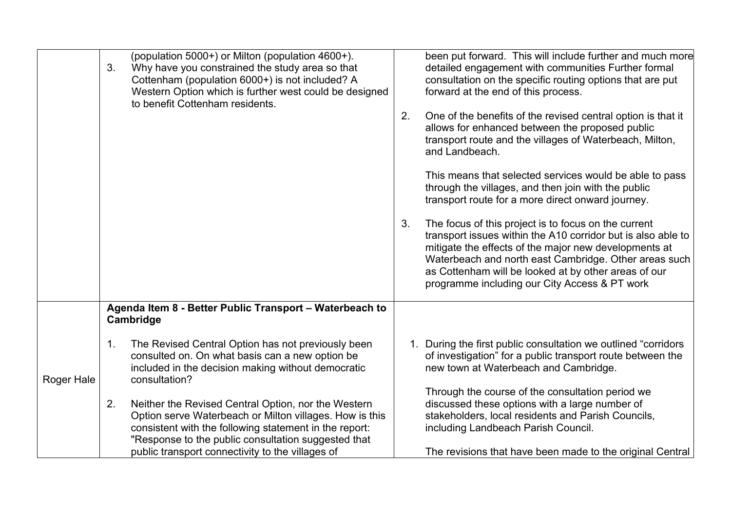| | | |
|---|---|---|
| | (population 5000+) or Milton (population 4600+).<br>3. Why have you constrained the study area so that Cottenham (population 6000+) is not included? A Western Option which is further west could be designed to benefit Cottenham residents. | been put forward. This will include further and much more detailed engagement with communities Further formal consultation on the specific routing options that are put forward at the end of this process.<br><br>2. One of the benefits of the revised central option is that it allows for enhanced between the proposed public transport route and the villages of Waterbeach, Milton, and Landbeach.<br><br>This means that selected services would be able to pass through the villages, and then join with the public transport route for a more direct onward journey.<br><br>3. The focus of this project is to focus on the current transport issues within the A10 corridor but is also able to mitigate the effects of the major new developments at Waterbeach and north east Cambridge. Other areas such as Cottenham will be looked at by other areas of our programme including our City Access & PT work |
| Roger Hale | **Agenda Item 8 - Better Public Transport – Waterbeach to Cambridge**<br><br>1. The Revised Central Option has not previously been consulted on. On what basis can a new option be included in the decision making without democratic consultation?<br><br>2. Neither the Revised Central Option, nor the Western Option serve Waterbeach or Milton villages. How is this consistent with the following statement in the report: "Response to the public consultation suggested that public transport connectivity to the villages of | 1. During the first public consultation we outlined "corridors of investigation" for a public transport route between the new town at Waterbeach and Cambridge.<br><br>Through the course of the consultation period we discussed these options with a large number of stakeholders, local residents and Parish Councils, including Landbeach Parish Council.<br><br>The revisions that have been made to the original Central |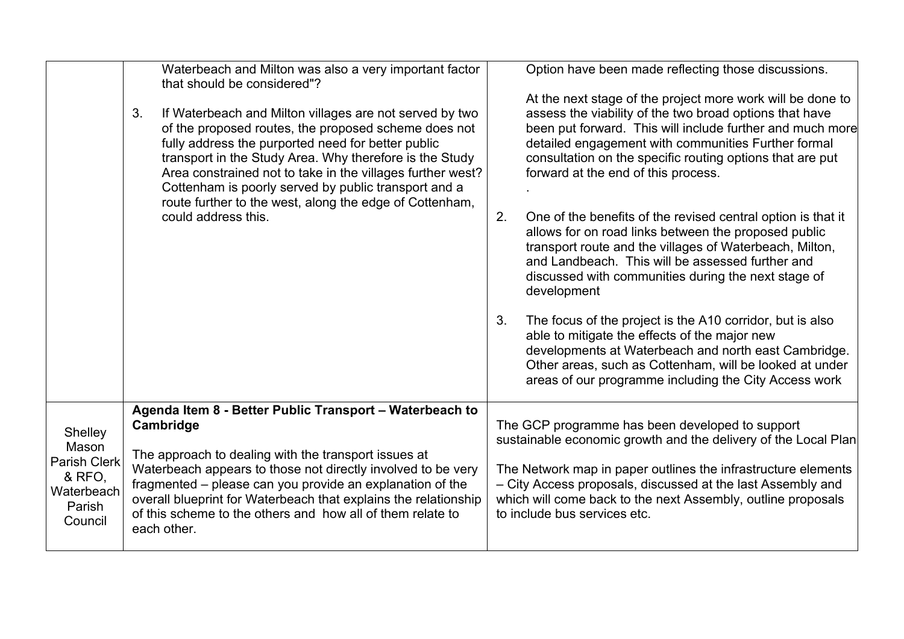| | | |
|---|---|---|
| | Waterbeach and Milton was also a very important factor that should be considered"?<br><br>3. If Waterbeach and Milton villages are not served by two of the proposed routes, the proposed scheme does not fully address the purported need for better public transport in the Study Area. Why therefore is the Study Area constrained not to take in the villages further west? Cottenham is poorly served by public transport and a route further to the west, along the edge of Cottenham, could address this. | Option have been made reflecting those discussions.<br><br>At the next stage of the project more work will be done to assess the viability of the two broad options that have been put forward. This will include further and much more detailed engagement with communities Further formal consultation on the specific routing options that are put forward at the end of this process.<br>.<br><br>2. One of the benefits of the revised central option is that it allows for on road links between the proposed public transport route and the villages of Waterbeach, Milton, and Landbeach. This will be assessed further and discussed with communities during the next stage of development<br><br>3. The focus of the project is the A10 corridor, but is also able to mitigate the effects of the major new developments at Waterbeach and north east Cambridge. Other areas, such as Cottenham, will be looked at under areas of our programme including the City Access work |
| Shelley Mason Parish Clerk & RFO, Waterbeach Parish Council | **Agenda Item 8 - Better Public Transport – Waterbeach to Cambridge**<br><br>The approach to dealing with the transport issues at Waterbeach appears to those not directly involved to be very fragmented – please can you provide an explanation of the overall blueprint for Waterbeach that explains the relationship of this scheme to the others and how all of them relate to each other. | The GCP programme has been developed to support sustainable economic growth and the delivery of the Local Plan<br><br>The Network map in paper outlines the infrastructure elements – City Access proposals, discussed at the last Assembly and which will come back to the next Assembly, outline proposals to include bus services etc. |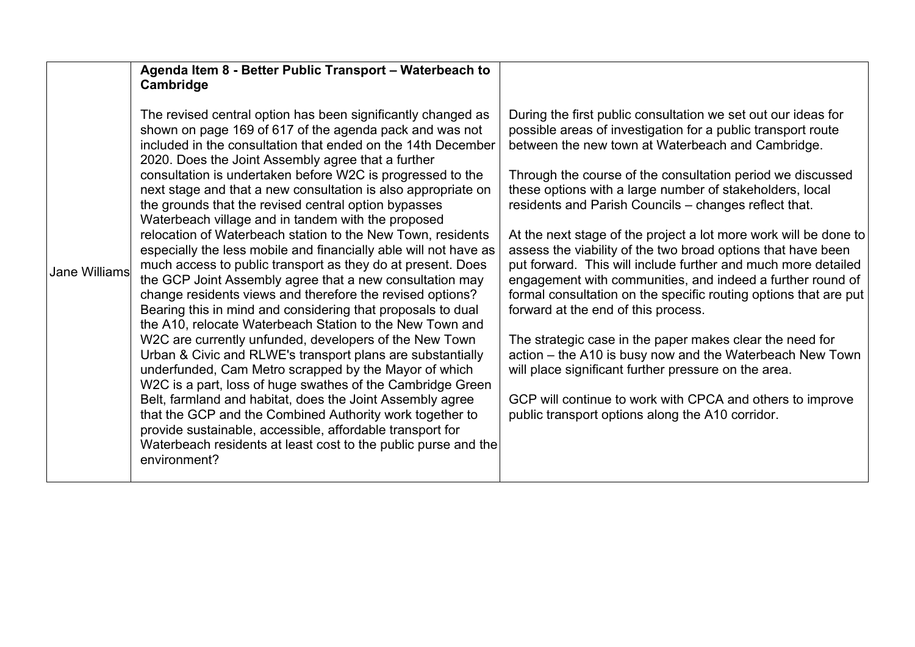| Jane Williams | **Agenda Item 8 - Better Public Transport – Waterbeach to Cambridge**<br><br>The revised central option has been significantly changed as shown on page 169 of 617 of the agenda pack and was not included in the consultation that ended on the 14th December 2020. Does the Joint Assembly agree that a further consultation is undertaken before W2C is progressed to the next stage and that a new consultation is also appropriate on the grounds that the revised central option bypasses Waterbeach village and in tandem with the proposed relocation of Waterbeach station to the New Town, residents especially the less mobile and financially able will not have as much access to public transport as they do at present. Does the GCP Joint Assembly agree that a new consultation may change residents views and therefore the revised options? Bearing this in mind and considering that proposals to dual the A10, relocate Waterbeach Station to the New Town and W2C are currently unfunded, developers of the New Town Urban & Civic and RLWE's transport plans are substantially underfunded, Cam Metro scrapped by the Mayor of which W2C is a part, loss of huge swathes of the Cambridge Green Belt, farmland and habitat, does the Joint Assembly agree that the GCP and the Combined Authority work together to provide sustainable, accessible, affordable transport for Waterbeach residents at least cost to the public purse and the environment? | During the first public consultation we set out our ideas for possible areas of investigation for a public transport route between the new town at Waterbeach and Cambridge.<br><br>Through the course of the consultation period we discussed these options with a large number of stakeholders, local residents and Parish Councils – changes reflect that.<br><br>At the next stage of the project a lot more work will be done to assess the viability of the two broad options that have been put forward. This will include further and much more detailed engagement with communities, and indeed a further round of formal consultation on the specific routing options that are put forward at the end of this process.<br><br>The strategic case in the paper makes clear the need for action – the A10 is busy now and the Waterbeach New Town will place significant further pressure on the area.<br><br>GCP will continue to work with CPCA and others to improve public transport options along the A10 corridor. |
|---|---|---|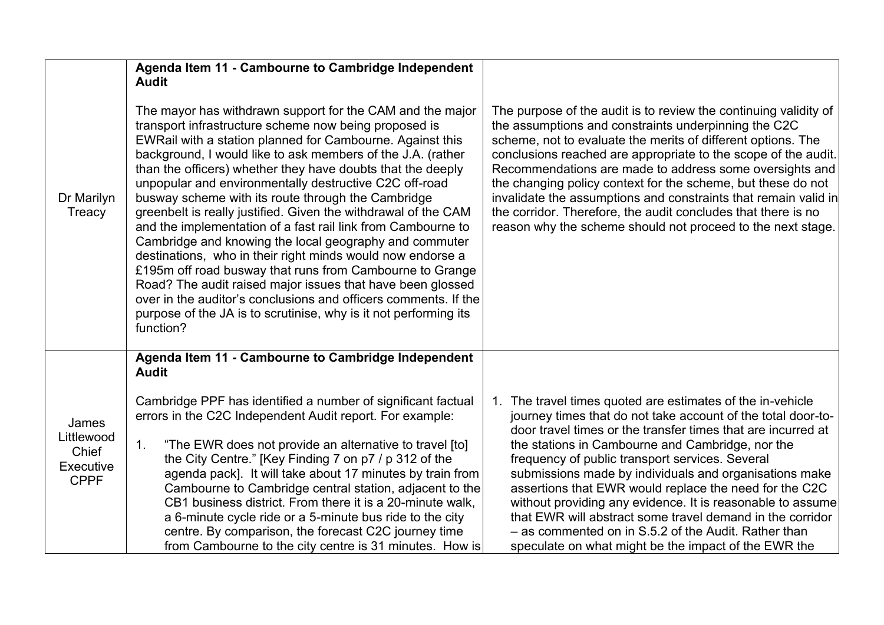| | | |
|---|---|---|
| Dr Marilyn Treacy | **Agenda Item 11 - Cambourne to Cambridge Independent Audit**<br><br>The mayor has withdrawn support for the CAM and the major transport infrastructure scheme now being proposed is EWRail with a station planned for Cambourne. Against this background, I would like to ask members of the J.A. (rather than the officers) whether they have doubts that the deeply unpopular and environmentally destructive C2C off-road busway scheme with its route through the Cambridge greenbelt is really justified. Given the withdrawal of the CAM and the implementation of a fast rail link from Cambourne to Cambridge and knowing the local geography and commuter destinations, who in their right minds would now endorse a £195m off road busway that runs from Cambourne to Grange Road? The audit raised major issues that have been glossed over in the auditor's conclusions and officers comments. If the purpose of the JA is to scrutinise, why is it not performing its function? | The purpose of the audit is to review the continuing validity of the assumptions and constraints underpinning the C2C scheme, not to evaluate the merits of different options. The conclusions reached are appropriate to the scope of the audit. Recommendations are made to address some oversights and the changing policy context for the scheme, but these do not invalidate the assumptions and constraints that remain valid in the corridor. Therefore, the audit concludes that there is no reason why the scheme should not proceed to the next stage. |
| James Littlewood Chief Executive CPPF | **Agenda Item 11 - Cambourne to Cambridge Independent Audit**<br><br>Cambridge PPF has identified a number of significant factual errors in the C2C Independent Audit report. For example:<br><br>1. "The EWR does not provide an alternative to travel [to] the City Centre." [Key Finding 7 on p7 / p 312 of the agenda pack]. It will take about 17 minutes by train from Cambourne to Cambridge central station, adjacent to the CB1 business district. From there it is a 20-minute walk, a 6-minute cycle ride or a 5-minute bus ride to the city centre. By comparison, the forecast C2C journey time from Cambourne to the city centre is 31 minutes. How is | 1. The travel times quoted are estimates of the in-vehicle journey times that do not take account of the total door-to-door travel times or the transfer times that are incurred at the stations in Cambourne and Cambridge, nor the frequency of public transport services. Several submissions made by individuals and organisations make assertions that EWR would replace the need for the C2C without providing any evidence. It is reasonable to assume that EWR will abstract some travel demand in the corridor – as commented on in S.5.2 of the Audit. Rather than speculate on what might be the impact of the EWR the |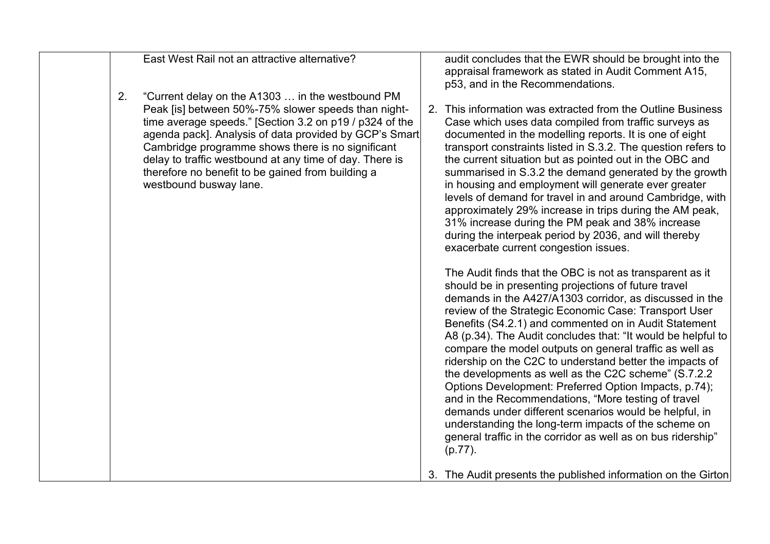| | | |
|---|---|---|
| | East West Rail not an attractive alternative?<br><br>2. "Current delay on the A1303 … in the westbound PM Peak [is] between 50%-75% slower speeds than night-time average speeds." [Section 3.2 on p19 / p324 of the agenda pack]. Analysis of data provided by GCP's Smart Cambridge programme shows there is no significant delay to traffic westbound at any time of day. There is therefore no benefit to be gained from building a westbound busway lane. | audit concludes that the EWR should be brought into the appraisal framework as stated in Audit Comment A15, p53, and in the Recommendations.<br><br>2. This information was extracted from the Outline Business Case which uses data compiled from traffic surveys as documented in the modelling reports. It is one of eight transport constraints listed in S.3.2. The question refers to the current situation but as pointed out in the OBC and summarised in S.3.2 the demand generated by the growth in housing and employment will generate ever greater levels of demand for travel in and around Cambridge, with approximately 29% increase in trips during the AM peak, 31% increase during the PM peak and 38% increase during the interpeak period by 2036, and will thereby exacerbate current congestion issues.<br><br>The Audit finds that the OBC is not as transparent as it should be in presenting projections of future travel demands in the A427/A1303 corridor, as discussed in the review of the Strategic Economic Case: Transport User Benefits (S4.2.1) and commented on in Audit Statement A8 (p.34). The Audit concludes that: "It would be helpful to compare the model outputs on general traffic as well as ridership on the C2C to understand better the impacts of the developments as well as the C2C scheme" (S.7.2.2 Options Development: Preferred Option Impacts, p.74); and in the Recommendations, "More testing of travel demands under different scenarios would be helpful, in understanding the long-term impacts of the scheme on general traffic in the corridor as well as on bus ridership" (p.77).<br><br>3. The Audit presents the published information on the Girton |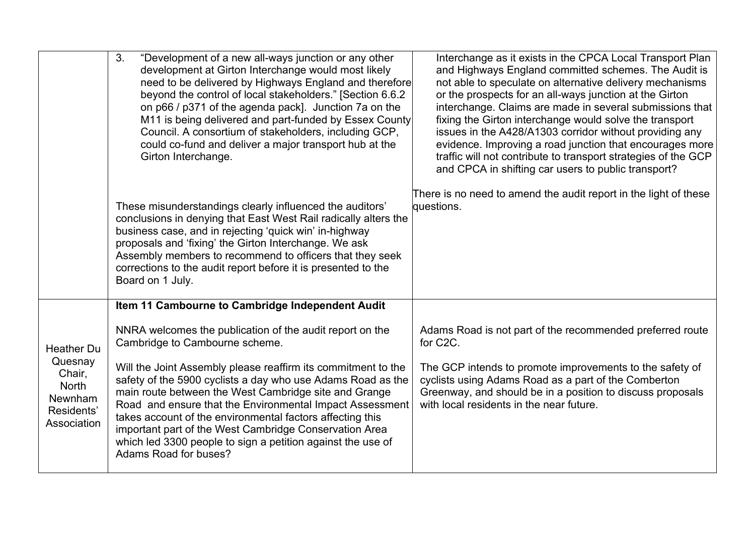| | | |
|---|---|---|
| | 3. "Development of a new all-ways junction or any other development at Girton Interchange would most likely need to be delivered by Highways England and therefore beyond the control of local stakeholders." [Section 6.6.2 on p66 / p371 of the agenda pack]. Junction 7a on the M11 is being delivered and part-funded by Essex County Council. A consortium of stakeholders, including GCP, could co-fund and deliver a major transport hub at the Girton Interchange.<br><br>These misunderstandings clearly influenced the auditors' conclusions in denying that East West Rail radically alters the business case, and in rejecting 'quick win' in-highway proposals and 'fixing' the Girton Interchange. We ask Assembly members to recommend to officers that they seek corrections to the audit report before it is presented to the Board on 1 July. | Interchange as it exists in the CPCA Local Transport Plan and Highways England committed schemes. The Audit is not able to speculate on alternative delivery mechanisms or the prospects for an all-ways junction at the Girton interchange. Claims are made in several submissions that fixing the Girton interchange would solve the transport issues in the A428/A1303 corridor without providing any evidence. Improving a road junction that encourages more traffic will not contribute to transport strategies of the GCP and CPCA in shifting car users to public transport?<br><br>There is no need to amend the audit report in the light of these questions. |
| Heather Du Quesnay Chair, North Newnham Residents' Association | **Item 11 Cambourne to Cambridge Independent Audit**<br><br>NNRA welcomes the publication of the audit report on the Cambridge to Cambourne scheme.<br><br>Will the Joint Assembly please reaffirm its commitment to the safety of the 5900 cyclists a day who use Adams Road as the main route between the West Cambridge site and Grange Road and ensure that the Environmental Impact Assessment takes account of the environmental factors affecting this important part of the West Cambridge Conservation Area which led 3300 people to sign a petition against the use of Adams Road for buses? | Adams Road is not part of the recommended preferred route for C2C.<br><br>The GCP intends to promote improvements to the safety of cyclists using Adams Road as a part of the Comberton Greenway, and should be in a position to discuss proposals with local residents in the near future. |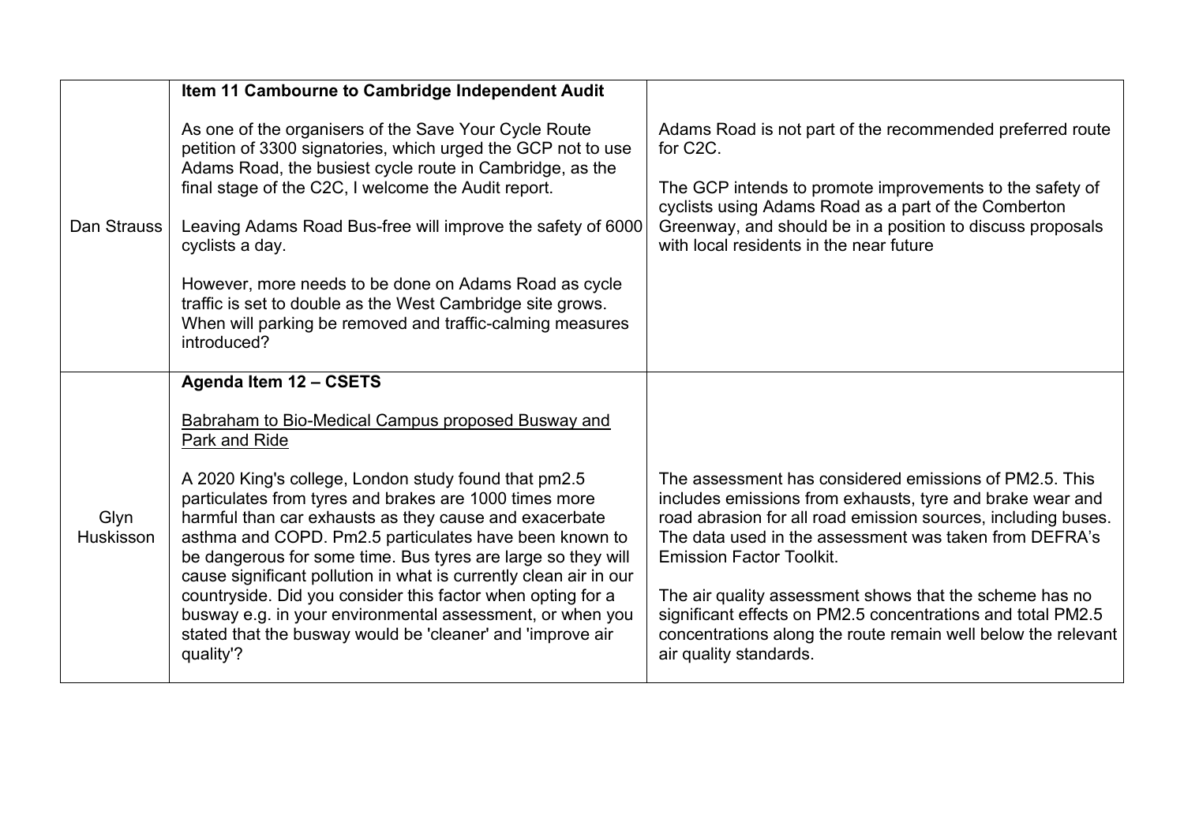| | | |
|---|---|---|
| Dan Strauss | **Item 11 Cambourne to Cambridge Independent Audit**<br><br>As one of the organisers of the Save Your Cycle Route petition of 3300 signatories, which urged the GCP not to use Adams Road, the busiest cycle route in Cambridge, as the final stage of the C2C, I welcome the Audit report.<br><br>Leaving Adams Road Bus-free will improve the safety of 6000 cyclists a day.<br><br>However, more needs to be done on Adams Road as cycle traffic is set to double as the West Cambridge site grows. When will parking be removed and traffic-calming measures introduced? | Adams Road is not part of the recommended preferred route for C2C.<br><br>The GCP intends to promote improvements to the safety of cyclists using Adams Road as a part of the Comberton Greenway, and should be in a position to discuss proposals with local residents in the near future |
| Glyn Huskisson | **Agenda Item 12 – CSETS**<br><br><u>Babraham to Bio-Medical Campus proposed Busway and Park and Ride</u><br><br>A 2020 King's college, London study found that pm2.5 particulates from tyres and brakes are 1000 times more harmful than car exhausts as they cause and exacerbate asthma and COPD. Pm2.5 particulates have been known to be dangerous for some time. Bus tyres are large so they will cause significant pollution in what is currently clean air in our countryside. Did you consider this factor when opting for a busway e.g. in your environmental assessment, or when you stated that the busway would be 'cleaner' and 'improve air quality'? | The assessment has considered emissions of PM2.5. This includes emissions from exhausts, tyre and brake wear and road abrasion for all road emission sources, including buses. The data used in the assessment was taken from DEFRA's Emission Factor Toolkit.<br><br>The air quality assessment shows that the scheme has no significant effects on PM2.5 concentrations and total PM2.5 concentrations along the route remain well below the relevant air quality standards. |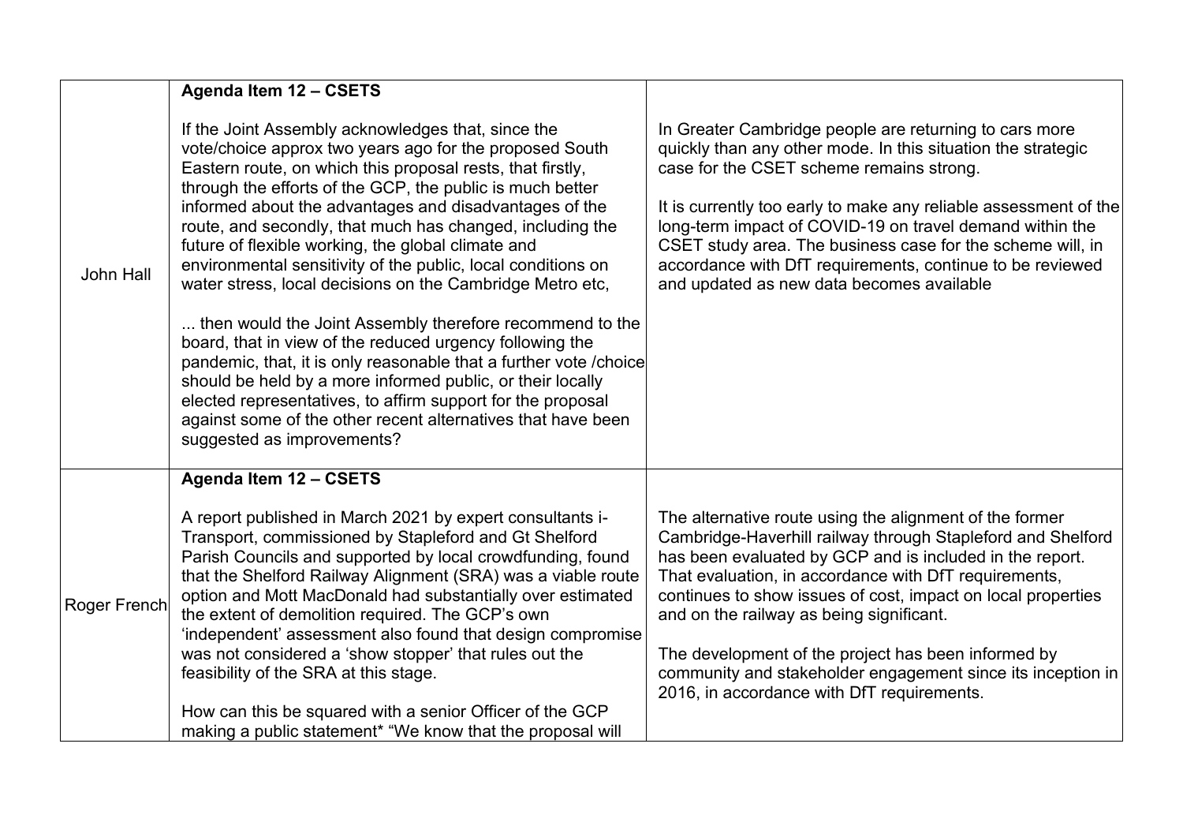| | | |
|---|---|---|
| John Hall | **Agenda Item 12 – CSETS**<br><br>If the Joint Assembly acknowledges that, since the vote/choice approx two years ago for the proposed South Eastern route, on which this proposal rests, that firstly, through the efforts of the GCP, the public is much better informed about the advantages and disadvantages of the route, and secondly, that much has changed, including the future of flexible working, the global climate and environmental sensitivity of the public, local conditions on water stress, local decisions on the Cambridge Metro etc,<br><br>... then would the Joint Assembly therefore recommend to the board, that in view of the reduced urgency following the pandemic, that, it is only reasonable that a further vote /choice should be held by a more informed public, or their locally elected representatives, to affirm support for the proposal against some of the other recent alternatives that have been suggested as improvements? | In Greater Cambridge people are returning to cars more quickly than any other mode. In this situation the strategic case for the CSET scheme remains strong.<br><br>It is currently too early to make any reliable assessment of the long-term impact of COVID-19 on travel demand within the CSET study area. The business case for the scheme will, in accordance with DfT requirements, continue to be reviewed and updated as new data becomes available |
| Roger French | **Agenda Item 12 – CSETS**<br><br>A report published in March 2021 by expert consultants i-Transport, commissioned by Stapleford and Gt Shelford Parish Councils and supported by local crowdfunding, found that the Shelford Railway Alignment (SRA) was a viable route option and Mott MacDonald had substantially over estimated the extent of demolition required. The GCP's own 'independent' assessment also found that design compromise was not considered a 'show stopper' that rules out the feasibility of the SRA at this stage.<br><br>How can this be squared with a senior Officer of the GCP making a public statement* "We know that the proposal will | The alternative route using the alignment of the former Cambridge-Haverhill railway through Stapleford and Shelford has been evaluated by GCP and is included in the report. That evaluation, in accordance with DfT requirements, continues to show issues of cost, impact on local properties and on the railway as being significant.<br><br>The development of the project has been informed by community and stakeholder engagement since its inception in 2016, in accordance with DfT requirements. |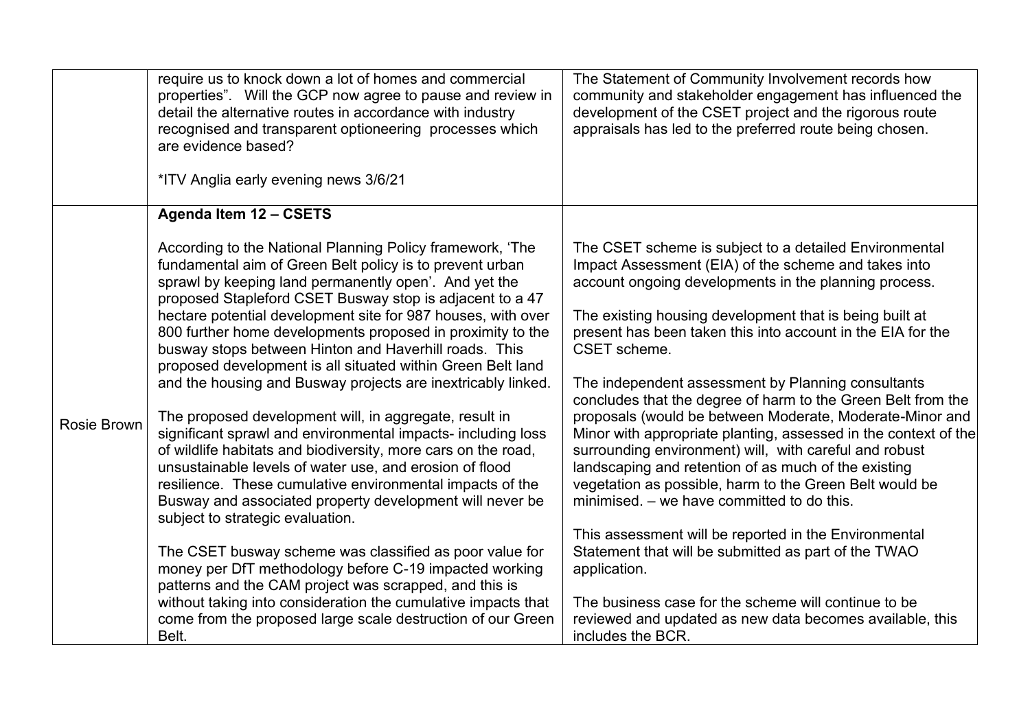|  |  |  |
|---|---|---|
|  | require us to knock down a lot of homes and commercial properties". Will the GCP now agree to pause and review in detail the alternative routes in accordance with industry recognised and transparent optioneering processes which are evidence based?<br><br>*ITV Anglia early evening news 3/6/21 | The Statement of Community Involvement records how community and stakeholder engagement has influenced the development of the CSET project and the rigorous route appraisals has led to the preferred route being chosen. |
| Rosie Brown | **Agenda Item 12 – CSETS**<br><br>According to the National Planning Policy framework, 'The fundamental aim of Green Belt policy is to prevent urban sprawl by keeping land permanently open'. And yet the proposed Stapleford CSET Busway stop is adjacent to a 47 hectare potential development site for 987 houses, with over 800 further home developments proposed in proximity to the busway stops between Hinton and Haverhill roads. This proposed development is all situated within Green Belt land and the housing and Busway projects are inextricably linked.<br><br>The proposed development will, in aggregate, result in significant sprawl and environmental impacts- including loss of wildlife habitats and biodiversity, more cars on the road, unsustainable levels of water use, and erosion of flood resilience. These cumulative environmental impacts of the Busway and associated property development will never be subject to strategic evaluation.<br><br>The CSET busway scheme was classified as poor value for money per DfT methodology before C-19 impacted working patterns and the CAM project was scrapped, and this is without taking into consideration the cumulative impacts that come from the proposed large scale destruction of our Green Belt. | The CSET scheme is subject to a detailed Environmental Impact Assessment (EIA) of the scheme and takes into account ongoing developments in the planning process.<br><br>The existing housing development that is being built at present has been taken this into account in the EIA for the CSET scheme.<br><br>The independent assessment by Planning consultants concludes that the degree of harm to the Green Belt from the proposals (would be between Moderate, Moderate-Minor and Minor with appropriate planting, assessed in the context of the surrounding environment) will, with careful and robust landscaping and retention of as much of the existing vegetation as possible, harm to the Green Belt would be minimised. – we have committed to do this.<br><br>This assessment will be reported in the Environmental Statement that will be submitted as part of the TWAO application.<br><br>The business case for the scheme will continue to be reviewed and updated as new data becomes available, this includes the BCR. |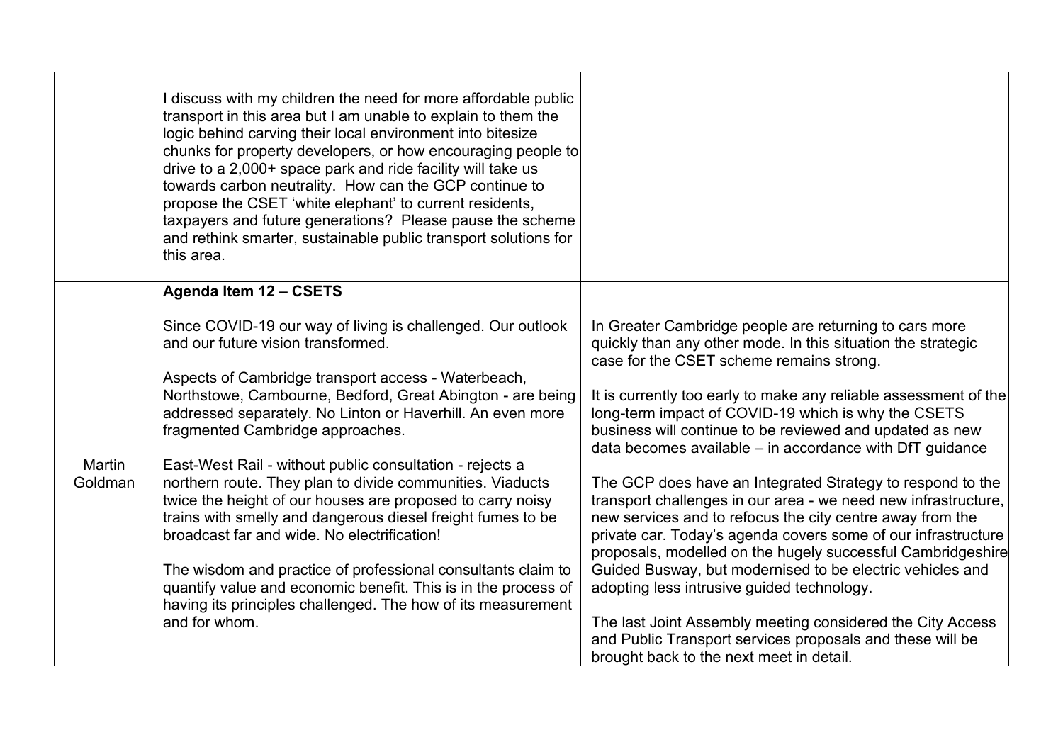| | | |
|---|---|---|
| | I discuss with my children the need for more affordable public transport in this area but I am unable to explain to them the logic behind carving their local environment into bitesize chunks for property developers, or how encouraging people to drive to a 2,000+ space park and ride facility will take us towards carbon neutrality. How can the GCP continue to propose the CSET 'white elephant' to current residents, taxpayers and future generations? Please pause the scheme and rethink smarter, sustainable public transport solutions for this area. | |
| Martin Goldman | **Agenda Item 12 – CSETS**<br><br>Since COVID-19 our way of living is challenged. Our outlook and our future vision transformed.<br><br>Aspects of Cambridge transport access - Waterbeach, Northstowe, Cambourne, Bedford, Great Abington - are being addressed separately. No Linton or Haverhill. An even more fragmented Cambridge approaches.<br><br>East-West Rail - without public consultation - rejects a northern route. They plan to divide communities. Viaducts twice the height of our houses are proposed to carry noisy trains with smelly and dangerous diesel freight fumes to be broadcast far and wide. No electrification!<br><br>The wisdom and practice of professional consultants claim to quantify value and economic benefit. This is in the process of having its principles challenged. The how of its measurement and for whom. | In Greater Cambridge people are returning to cars more quickly than any other mode. In this situation the strategic case for the CSET scheme remains strong.<br><br>It is currently too early to make any reliable assessment of the long-term impact of COVID-19 which is why the CSETS business will continue to be reviewed and updated as new data becomes available – in accordance with DfT guidance<br><br>The GCP does have an Integrated Strategy to respond to the transport challenges in our area - we need new infrastructure, new services and to refocus the city centre away from the private car. Today's agenda covers some of our infrastructure proposals, modelled on the hugely successful Cambridgeshire Guided Busway, but modernised to be electric vehicles and adopting less intrusive guided technology.<br><br>The last Joint Assembly meeting considered the City Access and Public Transport services proposals and these will be brought back to the next meet in detail. |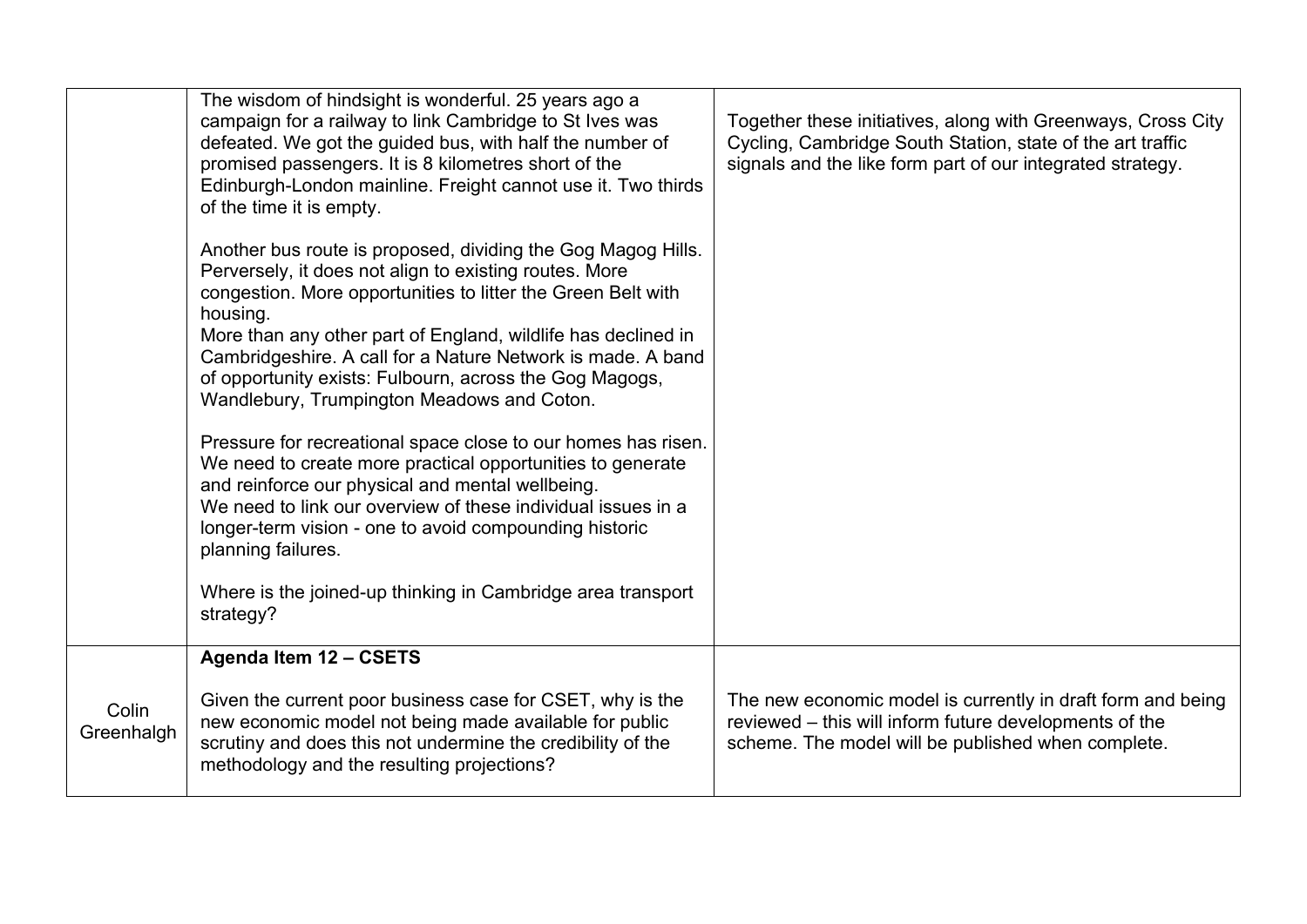|  |  |  |
| --- | --- | --- |
|  | The wisdom of hindsight is wonderful. 25 years ago a campaign for a railway to link Cambridge to St Ives was defeated. We got the guided bus, with half the number of promised passengers. It is 8 kilometres short of the Edinburgh-London mainline. Freight cannot use it. Two thirds of the time it is empty.<br><br>Another bus route is proposed, dividing the Gog Magog Hills. Perversely, it does not align to existing routes. More congestion. More opportunities to litter the Green Belt with housing.<br>More than any other part of England, wildlife has declined in Cambridgeshire. A call for a Nature Network is made. A band of opportunity exists: Fulbourn, across the Gog Magogs, Wandlebury, Trumpington Meadows and Coton.<br><br>Pressure for recreational space close to our homes has risen. We need to create more practical opportunities to generate and reinforce our physical and mental wellbeing.<br>We need to link our overview of these individual issues in a longer-term vision - one to avoid compounding historic planning failures.<br><br>Where is the joined-up thinking in Cambridge area transport strategy? | Together these initiatives, along with Greenways, Cross City Cycling, Cambridge South Station, state of the art traffic signals and the like form part of our integrated strategy. |
| Colin Greenhalgh | **Agenda Item 12 – CSETS**<br><br>Given the current poor business case for CSET, why is the new economic model not being made available for public scrutiny and does this not undermine the credibility of the methodology and the resulting projections? | The new economic model is currently in draft form and being reviewed – this will inform future developments of the scheme. The model will be published when complete. |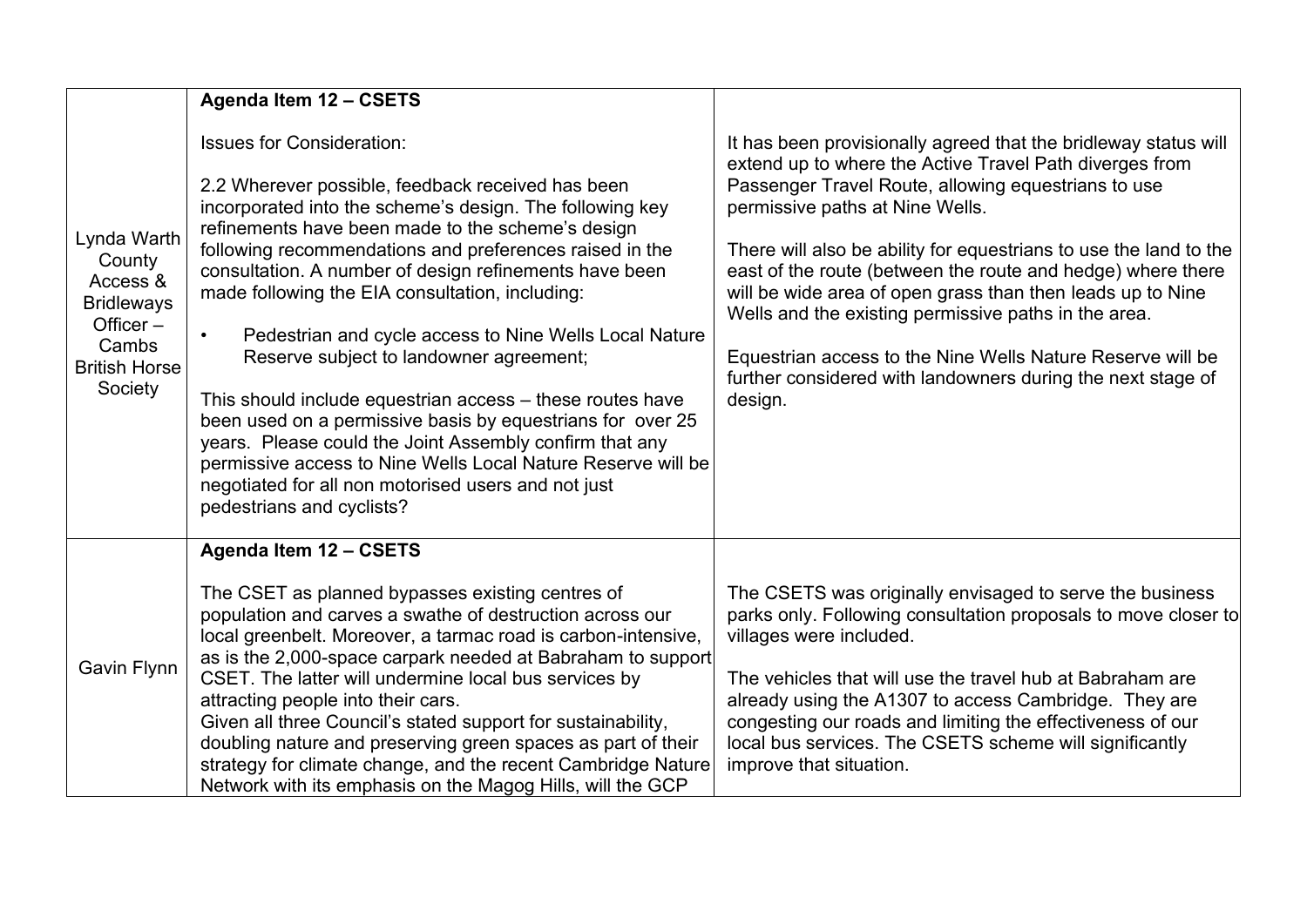| | | |
|---|---|---|
| Lynda Warth County Access & Bridleways Officer – Cambs British Horse Society | **Agenda Item 12 – CSETS**<br><br>Issues for Consideration:<br><br>2.2 Wherever possible, feedback received has been incorporated into the scheme's design. The following key refinements have been made to the scheme's design following recommendations and preferences raised in the consultation. A number of design refinements have been made following the EIA consultation, including:<br><br>• Pedestrian and cycle access to Nine Wells Local Nature Reserve subject to landowner agreement;<br><br>This should include equestrian access – these routes have been used on a permissive basis by equestrians for over 25 years. Please could the Joint Assembly confirm that any permissive access to Nine Wells Local Nature Reserve will be negotiated for all non motorised users and not just pedestrians and cyclists? | It has been provisionally agreed that the bridleway status will extend up to where the Active Travel Path diverges from Passenger Travel Route, allowing equestrians to use permissive paths at Nine Wells.<br><br>There will also be ability for equestrians to use the land to the east of the route (between the route and hedge) where there will be wide area of open grass than then leads up to Nine Wells and the existing permissive paths in the area.<br><br>Equestrian access to the Nine Wells Nature Reserve will be further considered with landowners during the next stage of design. |
| Gavin Flynn | **Agenda Item 12 – CSETS**<br><br>The CSET as planned bypasses existing centres of population and carves a swathe of destruction across our local greenbelt. Moreover, a tarmac road is carbon-intensive, as is the 2,000-space carpark needed at Babraham to support CSET. The latter will undermine local bus services by attracting people into their cars.<br>Given all three Council's stated support for sustainability, doubling nature and preserving green spaces as part of their strategy for climate change, and the recent Cambridge Nature Network with its emphasis on the Magog Hills, will the GCP | The CSETS was originally envisaged to serve the business parks only. Following consultation proposals to move closer to villages were included.<br><br>The vehicles that will use the travel hub at Babraham are already using the A1307 to access Cambridge. They are congesting our roads and limiting the effectiveness of our local bus services. The CSETS scheme will significantly improve that situation. |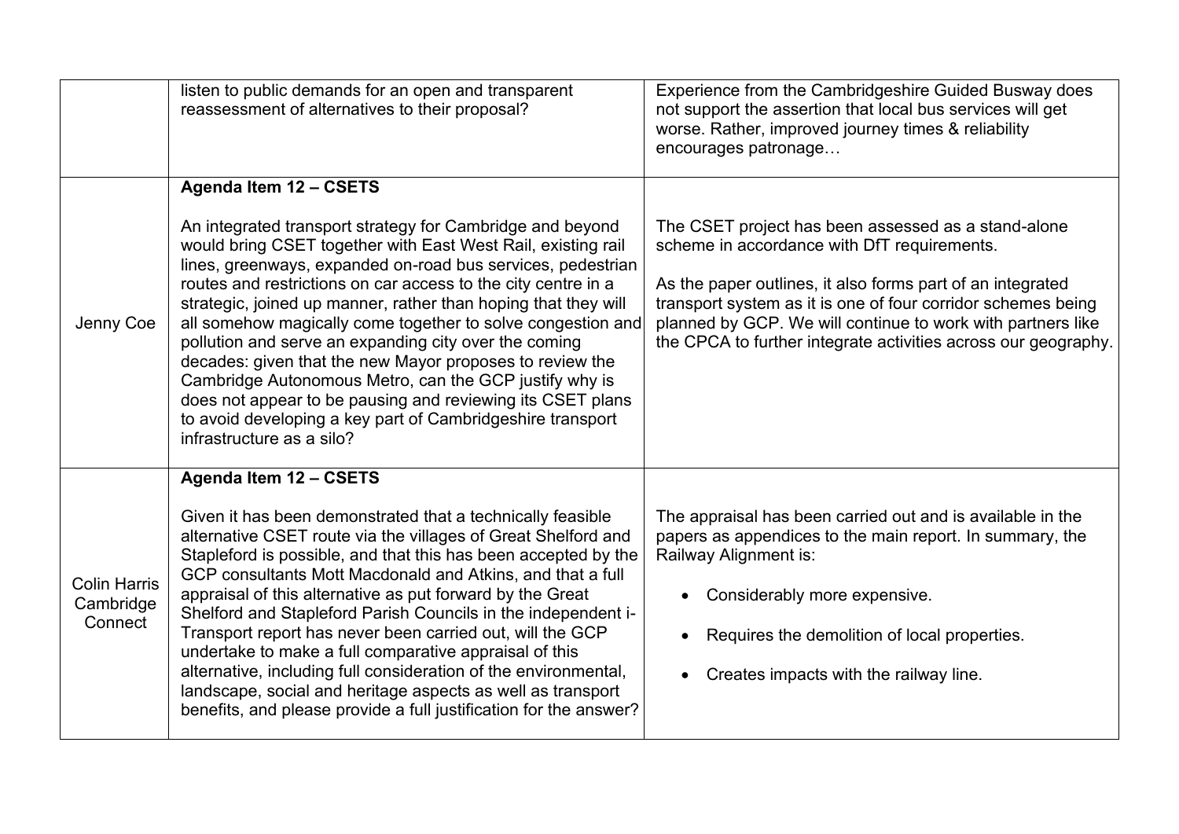| | | |
|---|---|---|
| | listen to public demands for an open and transparent reassessment of alternatives to their proposal? | Experience from the Cambridgeshire Guided Busway does not support the assertion that local bus services will get worse. Rather, improved journey times & reliability encourages patronage… |
| Jenny Coe | **Agenda Item 12 – CSETS**<br><br>An integrated transport strategy for Cambridge and beyond would bring CSET together with East West Rail, existing rail lines, greenways, expanded on-road bus services, pedestrian routes and restrictions on car access to the city centre in a strategic, joined up manner, rather than hoping that they will all somehow magically come together to solve congestion and pollution and serve an expanding city over the coming decades: given that the new Mayor proposes to review the Cambridge Autonomous Metro, can the GCP justify why is does not appear to be pausing and reviewing its CSET plans to avoid developing a key part of Cambridgeshire transport infrastructure as a silo? | The CSET project has been assessed as a stand-alone scheme in accordance with DfT requirements.<br><br>As the paper outlines, it also forms part of an integrated transport system as it is one of four corridor schemes being planned by GCP. We will continue to work with partners like the CPCA to further integrate activities across our geography. |
| Colin Harris Cambridge Connect | **Agenda Item 12 – CSETS**<br><br>Given it has been demonstrated that a technically feasible alternative CSET route via the villages of Great Shelford and Stapleford is possible, and that this has been accepted by the GCP consultants Mott Macdonald and Atkins, and that a full appraisal of this alternative as put forward by the Great Shelford and Stapleford Parish Councils in the independent i-Transport report has never been carried out, will the GCP undertake to make a full comparative appraisal of this alternative, including full consideration of the environmental, landscape, social and heritage aspects as well as transport benefits, and please provide a full justification for the answer? | The appraisal has been carried out and is available in the papers as appendices to the main report. In summary, the Railway Alignment is:<br><br>• Considerably more expensive.<br><br>• Requires the demolition of local properties.<br><br>• Creates impacts with the railway line. |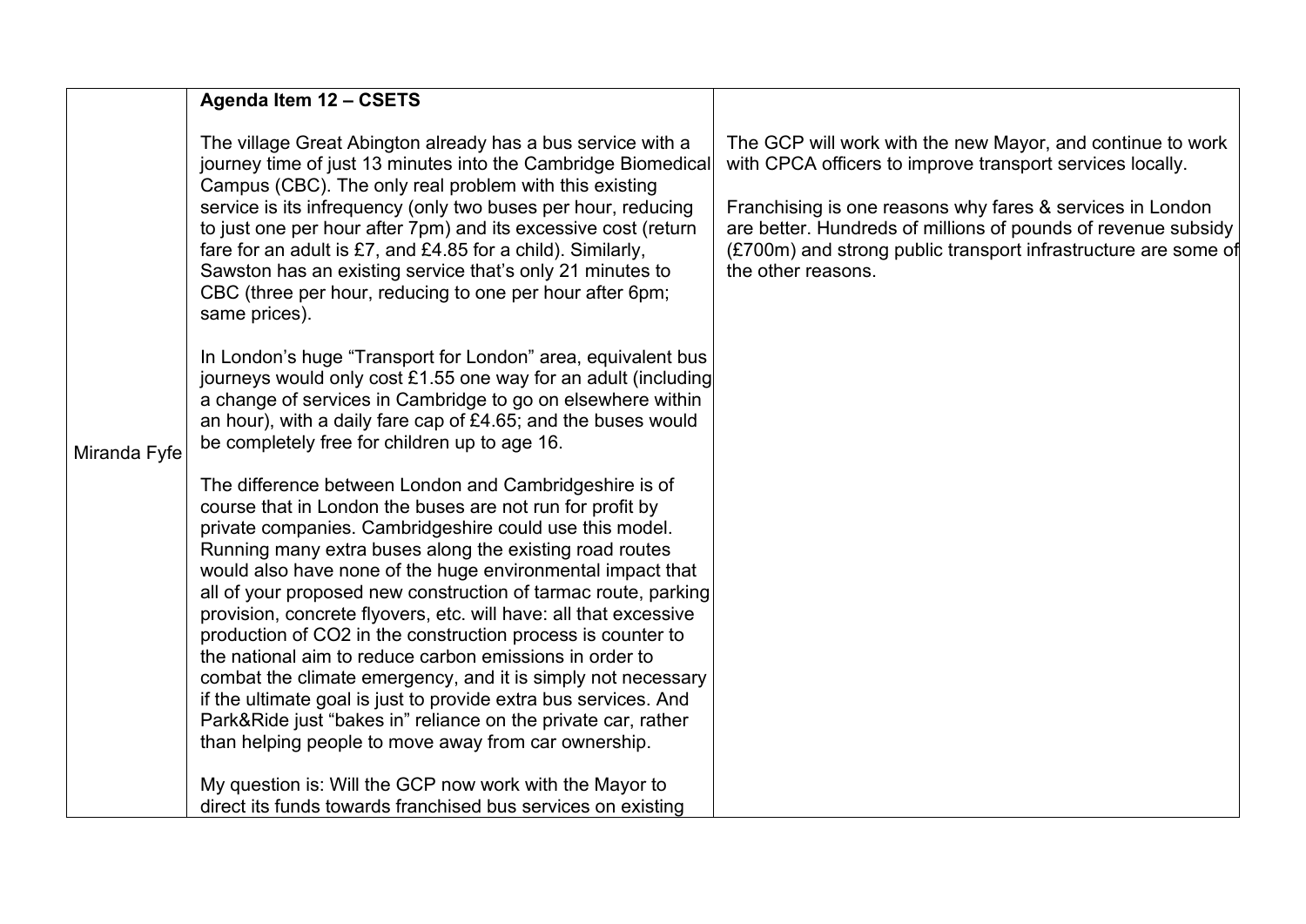| | | |
|---|---|---|
| Miranda Fyfe | **Agenda Item 12 – CSETS**<br><br>The village Great Abington already has a bus service with a journey time of just 13 minutes into the Cambridge Biomedical Campus (CBC). The only real problem with this existing service is its infrequency (only two buses per hour, reducing to just one per hour after 7pm) and its excessive cost (return fare for an adult is £7, and £4.85 for a child). Similarly, Sawston has an existing service that's only 21 minutes to CBC (three per hour, reducing to one per hour after 6pm; same prices).<br><br>In London's huge "Transport for London" area, equivalent bus journeys would only cost £1.55 one way for an adult (including a change of services in Cambridge to go on elsewhere within an hour), with a daily fare cap of £4.65; and the buses would be completely free for children up to age 16.<br><br>The difference between London and Cambridgeshire is of course that in London the buses are not run for profit by private companies. Cambridgeshire could use this model. Running many extra buses along the existing road routes would also have none of the huge environmental impact that all of your proposed new construction of tarmac route, parking provision, concrete flyovers, etc. will have: all that excessive production of $CO_2$ in the construction process is counter to the national aim to reduce carbon emissions in order to combat the climate emergency, and it is simply not necessary if the ultimate goal is just to provide extra bus services. And Park&Ride just "bakes in" reliance on the private car, rather than helping people to move away from car ownership.<br><br>My question is: Will the GCP now work with the Mayor to direct its funds towards franchised bus services on existing | The GCP will work with the new Mayor, and continue to work with CPCA officers to improve transport services locally.<br><br>Franchising is one reasons why fares & services in London are better. Hundreds of millions of pounds of revenue subsidy (£700m) and strong public transport infrastructure are some of the other reasons. |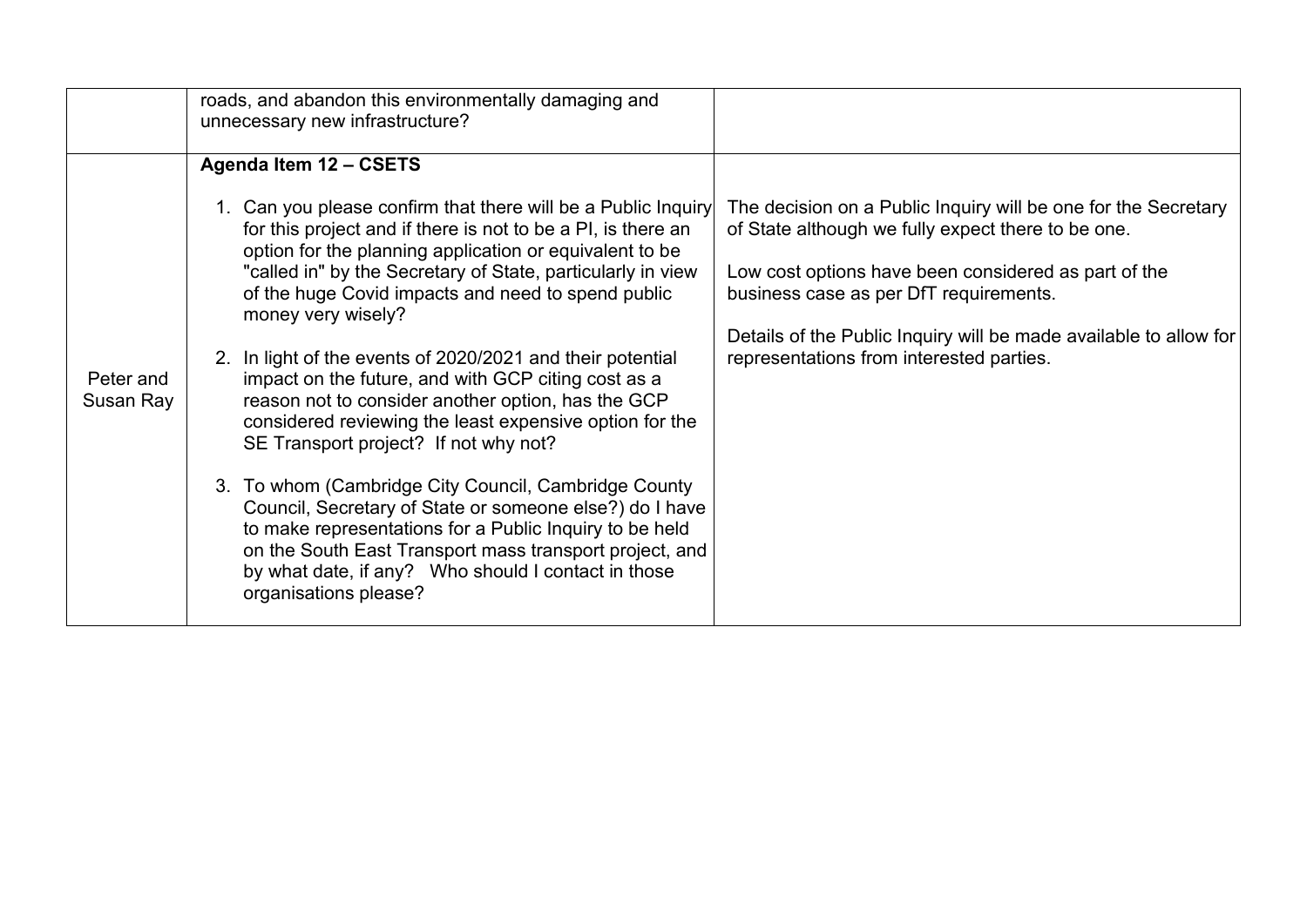| | | |
|---|---|---|
| | roads, and abandon this environmentally damaging and unnecessary new infrastructure? | |
| Peter and Susan Ray | **Agenda Item 12 – CSETS**<br><br>1. Can you please confirm that there will be a Public Inquiry for this project and if there is not to be a PI, is there an option for the planning application or equivalent to be "called in" by the Secretary of State, particularly in view of the huge Covid impacts and need to spend public money very wisely?<br><br>2. In light of the events of 2020/2021 and their potential impact on the future, and with GCP citing cost as a reason not to consider another option, has the GCP considered reviewing the least expensive option for the SE Transport project? If not why not?<br><br>3. To whom (Cambridge City Council, Cambridge County Council, Secretary of State or someone else?) do I have to make representations for a Public Inquiry to be held on the South East Transport mass transport project, and by what date, if any? Who should I contact in those organisations please? | The decision on a Public Inquiry will be one for the Secretary of State although we fully expect there to be one.<br><br>Low cost options have been considered as part of the business case as per DfT requirements.<br><br>Details of the Public Inquiry will be made available to allow for representations from interested parties. |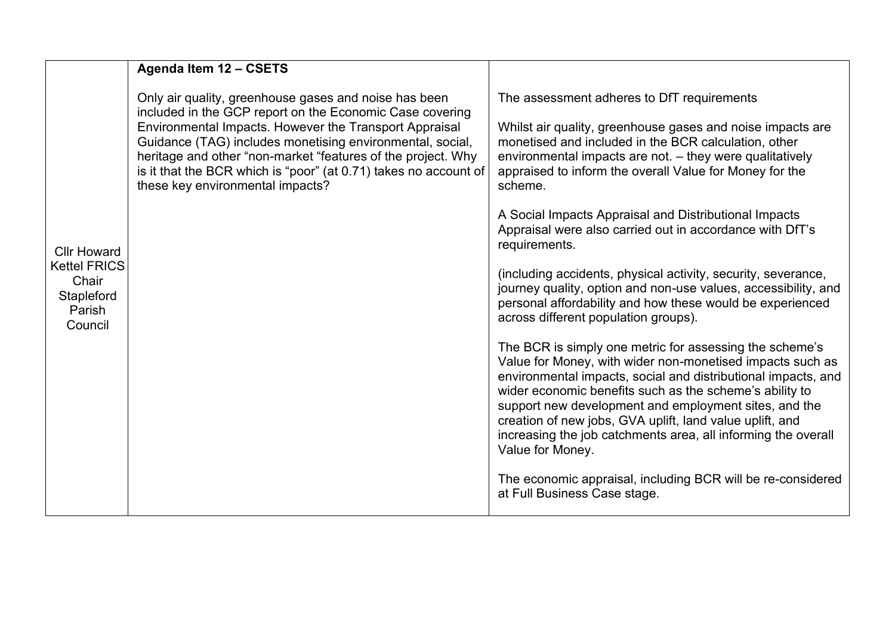| Cllr Howard Kettel FRICS Chair Stapleford Parish Council | **Agenda Item 12 – CSETS**<br><br>Only air quality, greenhouse gases and noise has been included in the GCP report on the Economic Case covering Environmental Impacts. However the Transport Appraisal Guidance (TAG) includes monetising environmental, social, heritage and other "non-market "features of the project. Why is it that the BCR which is "poor" (at 0.71) takes no account of these key environmental impacts? | The assessment adheres to DfT requirements<br><br>Whilst air quality, greenhouse gases and noise impacts are monetised and included in the BCR calculation, other environmental impacts are not. – they were qualitatively appraised to inform the overall Value for Money for the scheme.<br><br>A Social Impacts Appraisal and Distributional Impacts Appraisal were also carried out in accordance with DfT's requirements.<br><br>(including accidents, physical activity, security, severance, journey quality, option and non-use values, accessibility, and personal affordability and how these would be experienced across different population groups).<br><br>The BCR is simply one metric for assessing the scheme's Value for Money, with wider non-monetised impacts such as environmental impacts, social and distributional impacts, and wider economic benefits such as the scheme's ability to support new development and employment sites, and the creation of new jobs, GVA uplift, land value uplift, and increasing the job catchments area, all informing the overall Value for Money.<br><br>The economic appraisal, including BCR will be re-considered at Full Business Case stage. |
|---|---|---|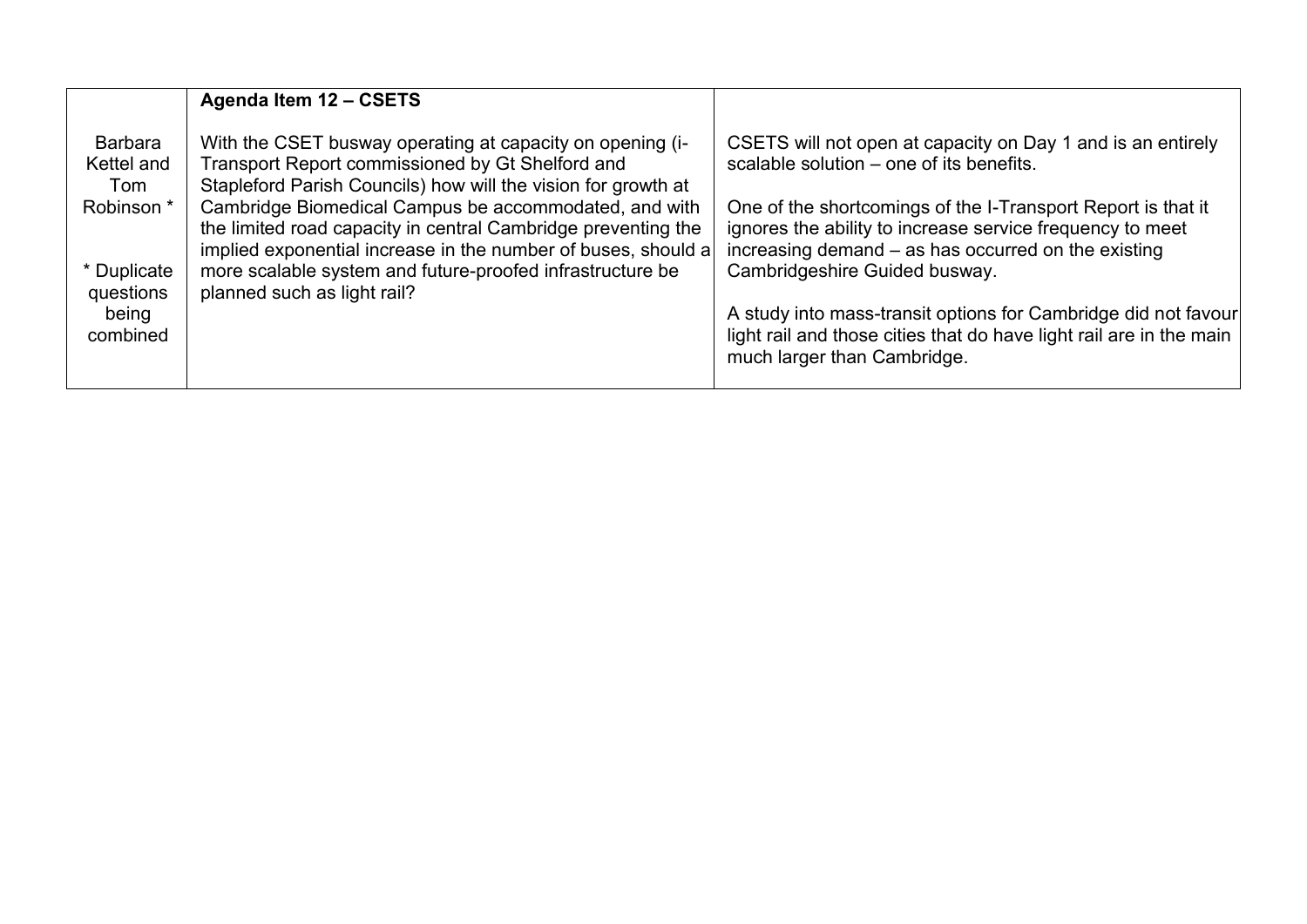| | | |
|---|---|---|
| | **Agenda Item 12 – CSETS** | |
| Barbara Kettel and Tom Robinson * <br><br> * Duplicate questions being combined | With the CSET busway operating at capacity on opening (i-Transport Report commissioned by Gt Shelford and Stapleford Parish Councils) how will the vision for growth at Cambridge Biomedical Campus be accommodated, and with the limited road capacity in central Cambridge preventing the implied exponential increase in the number of buses, should a more scalable system and future-proofed infrastructure be planned such as light rail? | CSETS will not open at capacity on Day 1 and is an entirely scalable solution – one of its benefits. <br><br> One of the shortcomings of the I-Transport Report is that it ignores the ability to increase service frequency to meet increasing demand – as has occurred on the existing Cambridgeshire Guided busway. <br><br> A study into mass-transit options for Cambridge did not favour light rail and those cities that do have light rail are in the main much larger than Cambridge. |